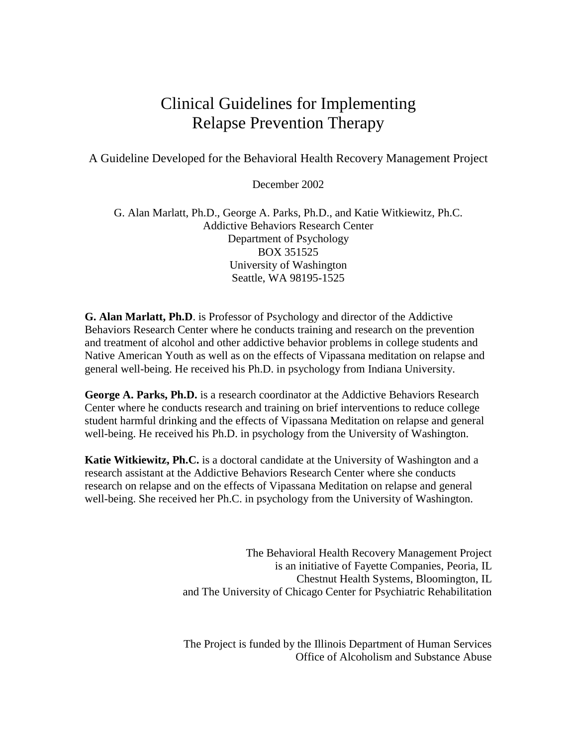# Clinical Guidelines for Implementing Relapse Prevention Therapy

A Guideline Developed for the Behavioral Health Recovery Management Project

December 2002

G. Alan Marlatt, Ph.D., George A. Parks, Ph.D., and Katie Witkiewitz, Ph.C.
Addictive Behaviors Research Center
Department of Psychology
BOX 351525
University of Washington
Seattle, WA 98195-1525

**G. Alan Marlatt, Ph.D**. is Professor of Psychology and director of the Addictive Behaviors Research Center where he conducts training and research on the prevention and treatment of alcohol and other addictive behavior problems in college students and Native American Youth as well as on the effects of Vipassana meditation on relapse and general well-being. He received his Ph.D. in psychology from Indiana University.

**George A. Parks, Ph.D.** is a research coordinator at the Addictive Behaviors Research Center where he conducts research and training on brief interventions to reduce college student harmful drinking and the effects of Vipassana Meditation on relapse and general well-being. He received his Ph.D. in psychology from the University of Washington.

**Katie Witkiewitz, Ph.C.** is a doctoral candidate at the University of Washington and a research assistant at the Addictive Behaviors Research Center where she conducts research on relapse and on the effects of Vipassana Meditation on relapse and general well-being. She received her Ph.C. in psychology from the University of Washington.

The Behavioral Health Recovery Management Project
is an initiative of Fayette Companies, Peoria, IL
Chestnut Health Systems, Bloomington, IL
and The University of Chicago Center for Psychiatric Rehabilitation

The Project is funded by the Illinois Department of Human Services
Office of Alcoholism and Substance Abuse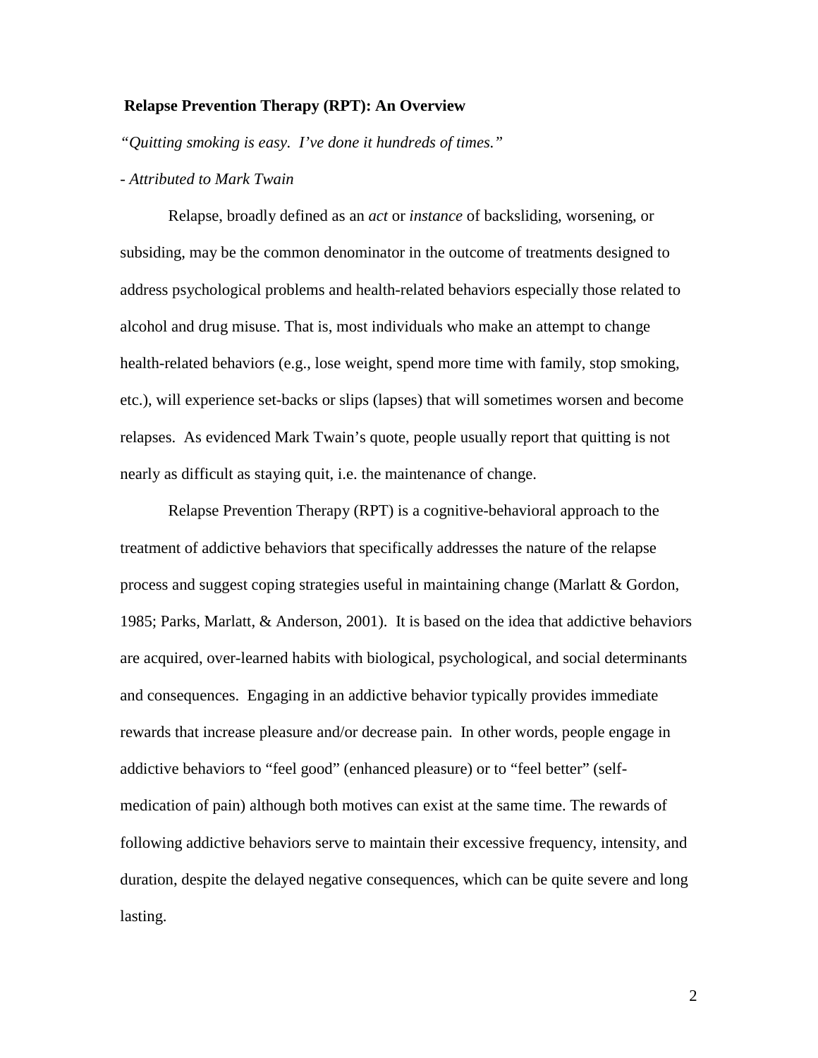**Relapse Prevention Therapy (RPT): An Overview**

*"Quitting smoking is easy. I've done it hundreds of times."*

*- Attributed to Mark Twain*

Relapse, broadly defined as an *act* or *instance* of backsliding, worsening, or subsiding, may be the common denominator in the outcome of treatments designed to address psychological problems and health-related behaviors especially those related to alcohol and drug misuse. That is, most individuals who make an attempt to change health-related behaviors (e.g., lose weight, spend more time with family, stop smoking, etc.), will experience set-backs or slips (lapses) that will sometimes worsen and become relapses. As evidenced Mark Twain's quote, people usually report that quitting is not nearly as difficult as staying quit, i.e. the maintenance of change.

Relapse Prevention Therapy (RPT) is a cognitive-behavioral approach to the treatment of addictive behaviors that specifically addresses the nature of the relapse process and suggest coping strategies useful in maintaining change (Marlatt & Gordon, 1985; Parks, Marlatt, & Anderson, 2001). It is based on the idea that addictive behaviors are acquired, over-learned habits with biological, psychological, and social determinants and consequences. Engaging in an addictive behavior typically provides immediate rewards that increase pleasure and/or decrease pain. In other words, people engage in addictive behaviors to "feel good" (enhanced pleasure) or to "feel better" (self-medication of pain) although both motives can exist at the same time. The rewards of following addictive behaviors serve to maintain their excessive frequency, intensity, and duration, despite the delayed negative consequences, which can be quite severe and long lasting.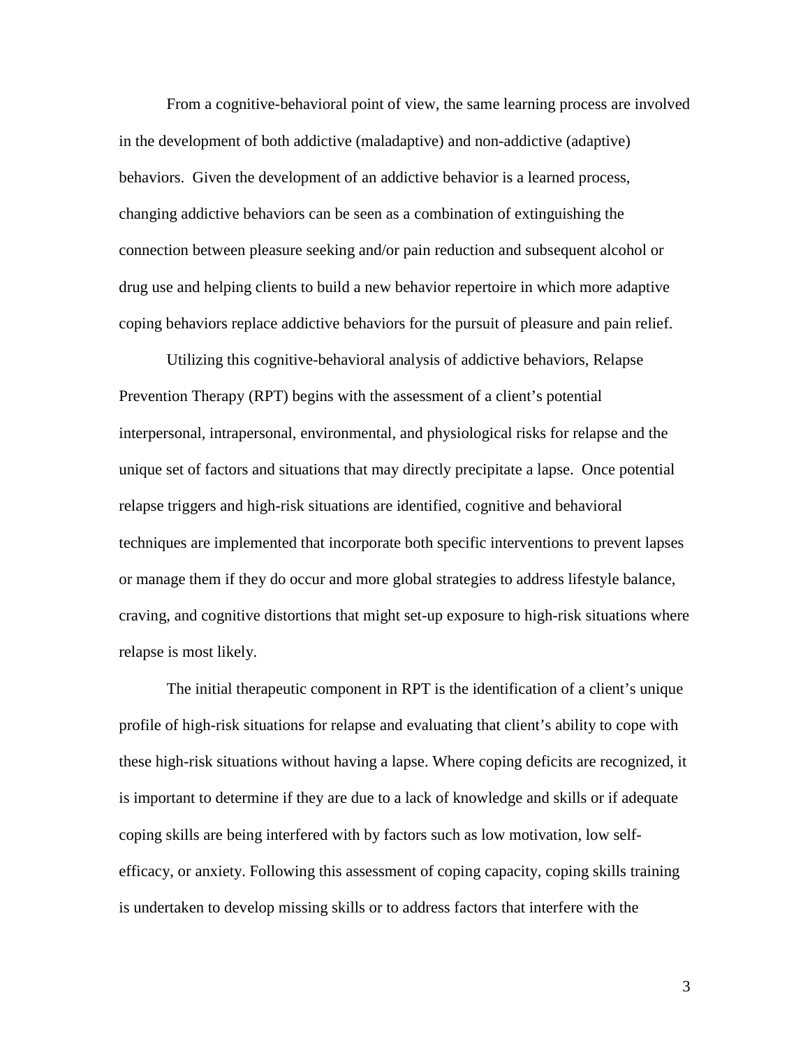From a cognitive-behavioral point of view, the same learning process are involved in the development of both addictive (maladaptive) and non-addictive (adaptive) behaviors. Given the development of an addictive behavior is a learned process, changing addictive behaviors can be seen as a combination of extinguishing the connection between pleasure seeking and/or pain reduction and subsequent alcohol or drug use and helping clients to build a new behavior repertoire in which more adaptive coping behaviors replace addictive behaviors for the pursuit of pleasure and pain relief.

Utilizing this cognitive-behavioral analysis of addictive behaviors, Relapse Prevention Therapy (RPT) begins with the assessment of a client's potential interpersonal, intrapersonal, environmental, and physiological risks for relapse and the unique set of factors and situations that may directly precipitate a lapse. Once potential relapse triggers and high-risk situations are identified, cognitive and behavioral techniques are implemented that incorporate both specific interventions to prevent lapses or manage them if they do occur and more global strategies to address lifestyle balance, craving, and cognitive distortions that might set-up exposure to high-risk situations where relapse is most likely.

The initial therapeutic component in RPT is the identification of a client's unique profile of high-risk situations for relapse and evaluating that client's ability to cope with these high-risk situations without having a lapse. Where coping deficits are recognized, it is important to determine if they are due to a lack of knowledge and skills or if adequate coping skills are being interfered with by factors such as low motivation, low self-efficacy, or anxiety. Following this assessment of coping capacity, coping skills training is undertaken to develop missing skills or to address factors that interfere with the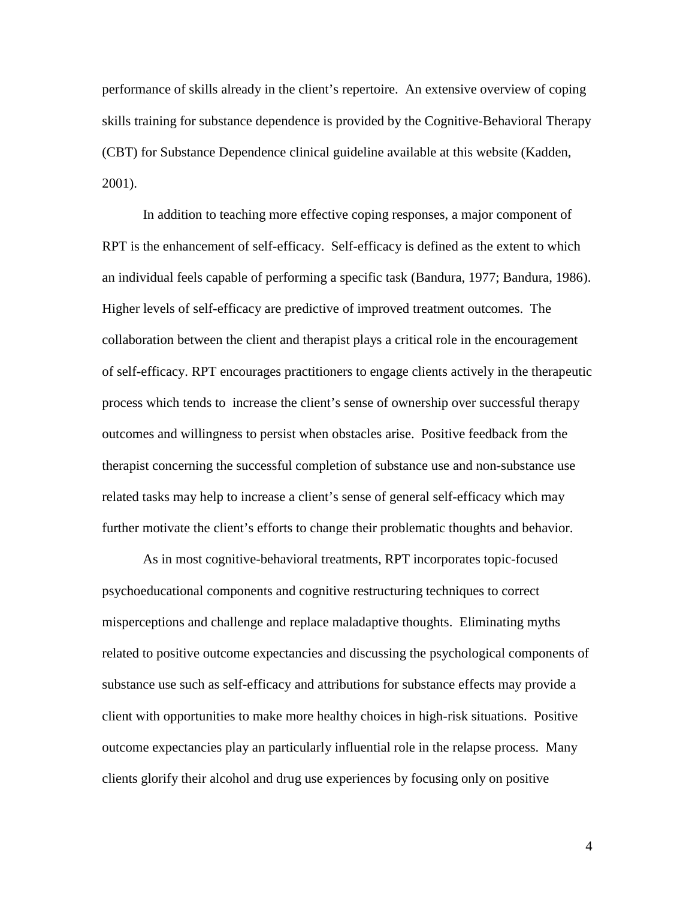performance of skills already in the client's repertoire. An extensive overview of coping skills training for substance dependence is provided by the Cognitive-Behavioral Therapy (CBT) for Substance Dependence clinical guideline available at this website (Kadden, 2001).

In addition to teaching more effective coping responses, a major component of RPT is the enhancement of self-efficacy. Self-efficacy is defined as the extent to which an individual feels capable of performing a specific task (Bandura, 1977; Bandura, 1986). Higher levels of self-efficacy are predictive of improved treatment outcomes. The collaboration between the client and therapist plays a critical role in the encouragement of self-efficacy. RPT encourages practitioners to engage clients actively in the therapeutic process which tends to increase the client's sense of ownership over successful therapy outcomes and willingness to persist when obstacles arise. Positive feedback from the therapist concerning the successful completion of substance use and non-substance use related tasks may help to increase a client's sense of general self-efficacy which may further motivate the client's efforts to change their problematic thoughts and behavior.

As in most cognitive-behavioral treatments, RPT incorporates topic-focused psychoeducational components and cognitive restructuring techniques to correct misperceptions and challenge and replace maladaptive thoughts. Eliminating myths related to positive outcome expectancies and discussing the psychological components of substance use such as self-efficacy and attributions for substance effects may provide a client with opportunities to make more healthy choices in high-risk situations. Positive outcome expectancies play an particularly influential role in the relapse process. Many clients glorify their alcohol and drug use experiences by focusing only on positive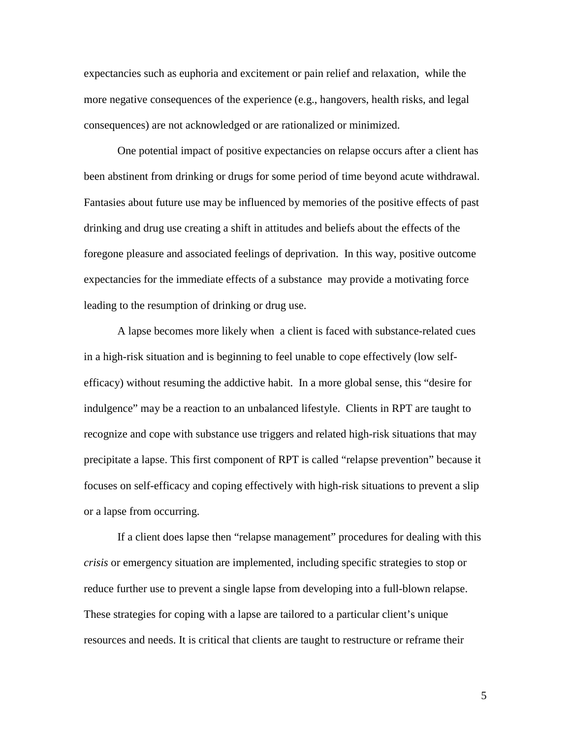expectancies such as euphoria and excitement or pain relief and relaxation, while the more negative consequences of the experience (e.g., hangovers, health risks, and legal consequences) are not acknowledged or are rationalized or minimized.

One potential impact of positive expectancies on relapse occurs after a client has been abstinent from drinking or drugs for some period of time beyond acute withdrawal. Fantasies about future use may be influenced by memories of the positive effects of past drinking and drug use creating a shift in attitudes and beliefs about the effects of the foregone pleasure and associated feelings of deprivation. In this way, positive outcome expectancies for the immediate effects of a substance may provide a motivating force leading to the resumption of drinking or drug use.

A lapse becomes more likely when a client is faced with substance-related cues in a high-risk situation and is beginning to feel unable to cope effectively (low self-efficacy) without resuming the addictive habit. In a more global sense, this "desire for indulgence" may be a reaction to an unbalanced lifestyle. Clients in RPT are taught to recognize and cope with substance use triggers and related high-risk situations that may precipitate a lapse. This first component of RPT is called "relapse prevention" because it focuses on self-efficacy and coping effectively with high-risk situations to prevent a slip or a lapse from occurring.

If a client does lapse then "relapse management" procedures for dealing with this *crisis* or emergency situation are implemented, including specific strategies to stop or reduce further use to prevent a single lapse from developing into a full-blown relapse. These strategies for coping with a lapse are tailored to a particular client's unique resources and needs. It is critical that clients are taught to restructure or reframe their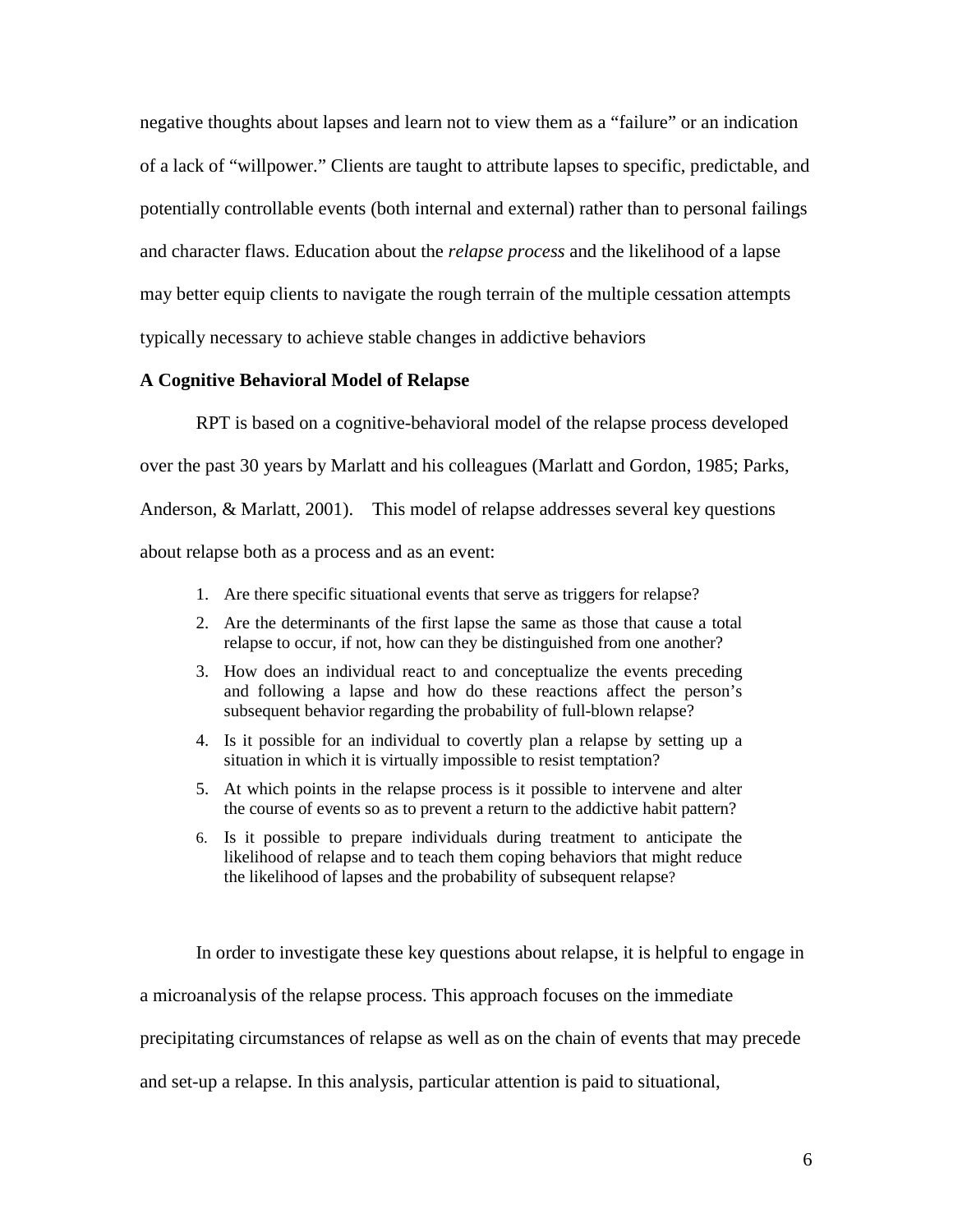negative thoughts about lapses and learn not to view them as a "failure" or an indication of a lack of "willpower." Clients are taught to attribute lapses to specific, predictable, and potentially controllable events (both internal and external) rather than to personal failings and character flaws. Education about the *relapse process* and the likelihood of a lapse may better equip clients to navigate the rough terrain of the multiple cessation attempts typically necessary to achieve stable changes in addictive behaviors

**A Cognitive Behavioral Model of Relapse**

RPT is based on a cognitive-behavioral model of the relapse process developed over the past 30 years by Marlatt and his colleagues (Marlatt and Gordon, 1985; Parks, Anderson, & Marlatt, 2001). This model of relapse addresses several key questions about relapse both as a process and as an event:

1. Are there specific situational events that serve as triggers for relapse?
2. Are the determinants of the first lapse the same as those that cause a total relapse to occur, if not, how can they be distinguished from one another?
3. How does an individual react to and conceptualize the events preceding and following a lapse and how do these reactions affect the person's subsequent behavior regarding the probability of full-blown relapse?
4. Is it possible for an individual to covertly plan a relapse by setting up a situation in which it is virtually impossible to resist temptation?
5. At which points in the relapse process is it possible to intervene and alter the course of events so as to prevent a return to the addictive habit pattern?
6. Is it possible to prepare individuals during treatment to anticipate the likelihood of relapse and to teach them coping behaviors that might reduce the likelihood of lapses and the probability of subsequent relapse?

In order to investigate these key questions about relapse, it is helpful to engage in a microanalysis of the relapse process. This approach focuses on the immediate precipitating circumstances of relapse as well as on the chain of events that may precede and set-up a relapse. In this analysis, particular attention is paid to situational,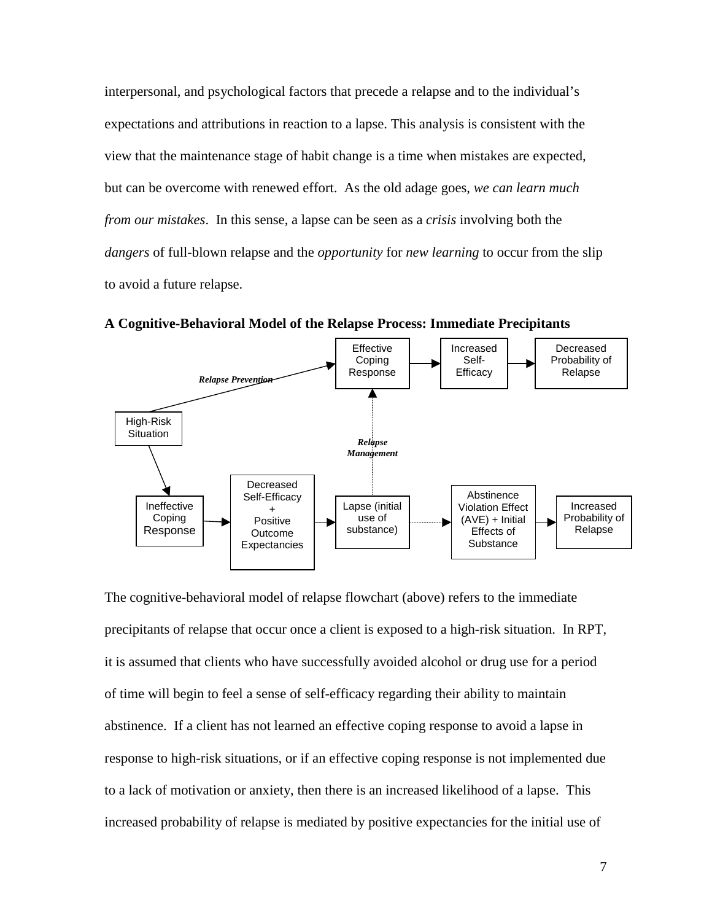interpersonal, and psychological factors that precede a relapse and to the individual's expectations and attributions in reaction to a lapse. This analysis is consistent with the view that the maintenance stage of habit change is a time when mistakes are expected, but can be overcome with renewed effort. As the old adage goes, *we can learn much from our mistakes*. In this sense, a lapse can be seen as a *crisis* involving both the *dangers* of full-blown relapse and the *opportunity* for *new learning* to occur from the slip to avoid a future relapse.

**A Cognitive-Behavioral Model of the Relapse Process: Immediate Precipitants**

High-Risk Situation → (*Relapse Prevention*) → Effective Coping Response → Increased Self-Efficacy → Decreased Probability of Relapse

High-Risk Situation → Ineffective Coping Response → Decreased Self-Efficacy + Positive Outcome Expectancies → Lapse (initial use of substance) → Abstinence Violation Effect (AVE) + Initial Effects of Substance → Increased Probability of Relapse

Lapse (initial use of substance) → (*Relapse Management*) → Effective Coping Response

The cognitive-behavioral model of relapse flowchart (above) refers to the immediate precipitants of relapse that occur once a client is exposed to a high-risk situation. In RPT, it is assumed that clients who have successfully avoided alcohol or drug use for a period of time will begin to feel a sense of self-efficacy regarding their ability to maintain abstinence. If a client has not learned an effective coping response to avoid a lapse in response to high-risk situations, or if an effective coping response is not implemented due to a lack of motivation or anxiety, then there is an increased likelihood of a lapse. This increased probability of relapse is mediated by positive expectancies for the initial use of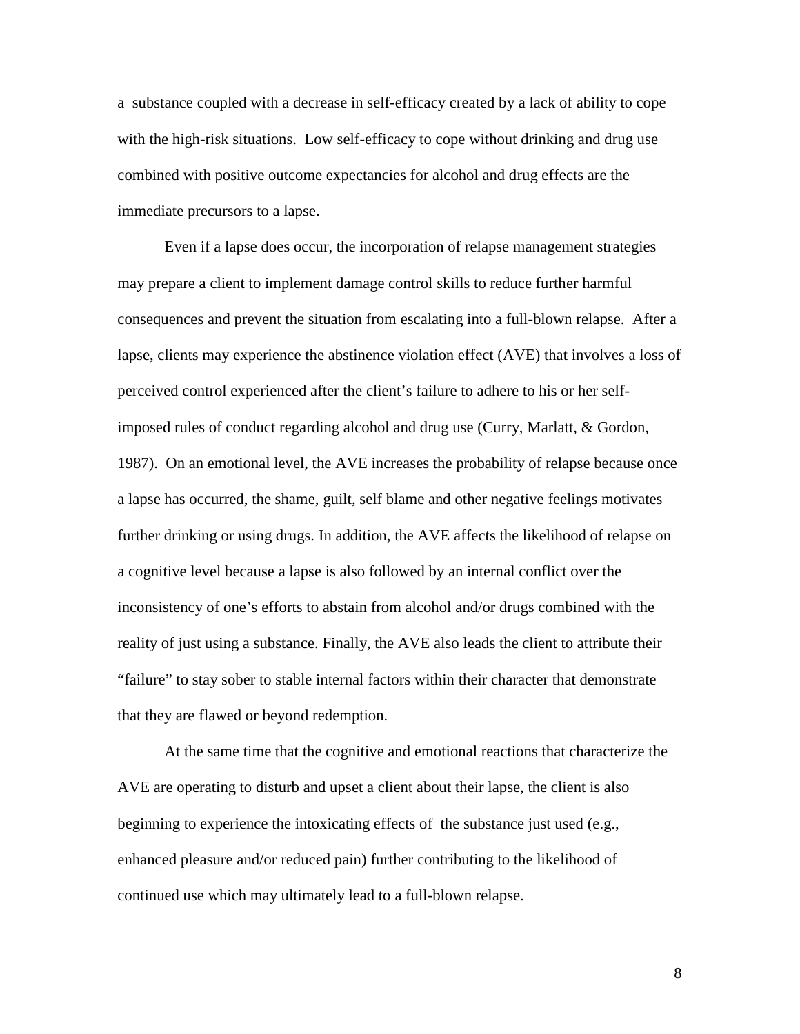a substance coupled with a decrease in self-efficacy created by a lack of ability to cope with the high-risk situations. Low self-efficacy to cope without drinking and drug use combined with positive outcome expectancies for alcohol and drug effects are the immediate precursors to a lapse.

Even if a lapse does occur, the incorporation of relapse management strategies may prepare a client to implement damage control skills to reduce further harmful consequences and prevent the situation from escalating into a full-blown relapse. After a lapse, clients may experience the abstinence violation effect (AVE) that involves a loss of perceived control experienced after the client's failure to adhere to his or her self-imposed rules of conduct regarding alcohol and drug use (Curry, Marlatt, & Gordon, 1987). On an emotional level, the AVE increases the probability of relapse because once a lapse has occurred, the shame, guilt, self blame and other negative feelings motivates further drinking or using drugs. In addition, the AVE affects the likelihood of relapse on a cognitive level because a lapse is also followed by an internal conflict over the inconsistency of one's efforts to abstain from alcohol and/or drugs combined with the reality of just using a substance. Finally, the AVE also leads the client to attribute their "failure" to stay sober to stable internal factors within their character that demonstrate that they are flawed or beyond redemption.

At the same time that the cognitive and emotional reactions that characterize the AVE are operating to disturb and upset a client about their lapse, the client is also beginning to experience the intoxicating effects of the substance just used (e.g., enhanced pleasure and/or reduced pain) further contributing to the likelihood of continued use which may ultimately lead to a full-blown relapse.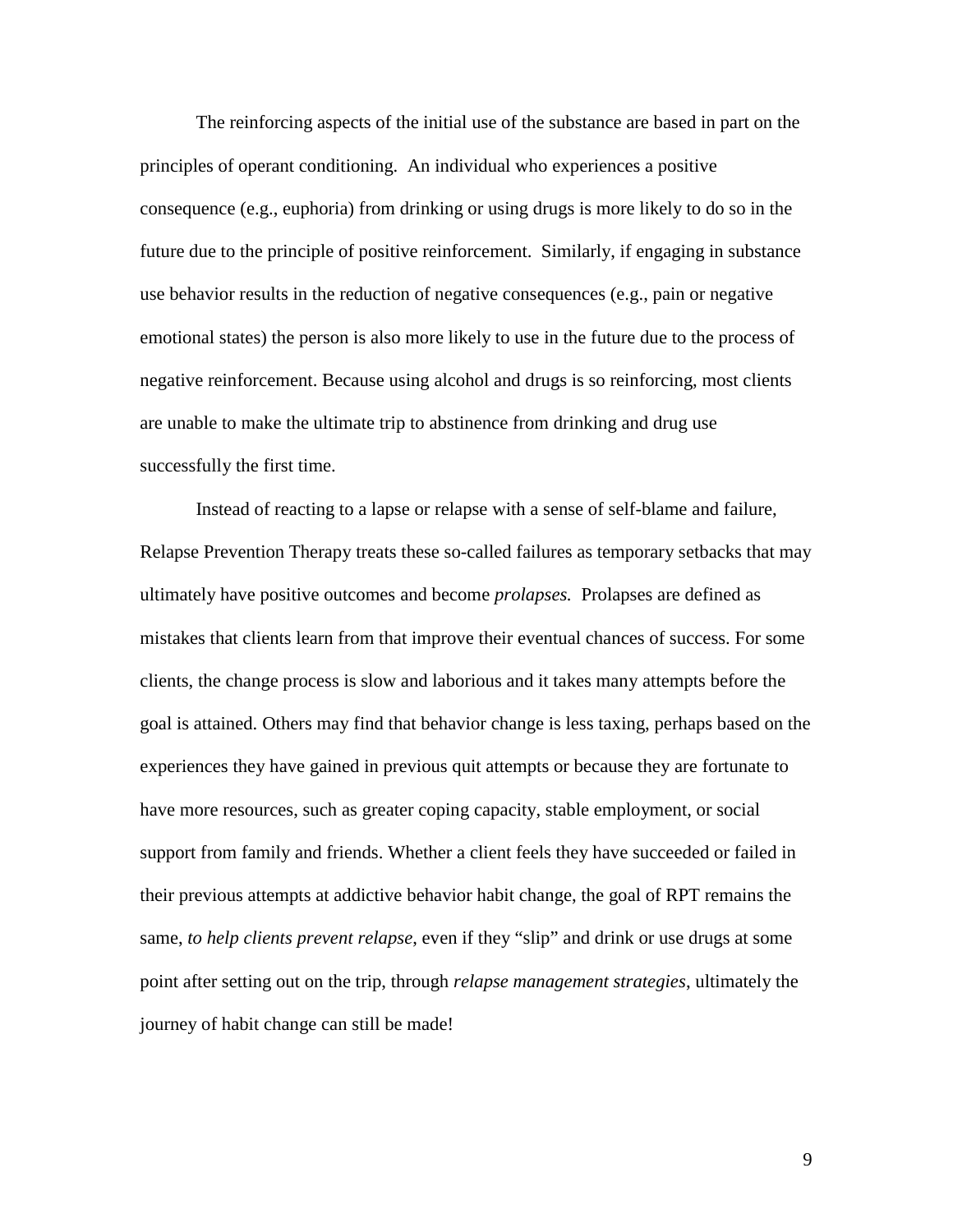The reinforcing aspects of the initial use of the substance are based in part on the principles of operant conditioning. An individual who experiences a positive consequence (e.g., euphoria) from drinking or using drugs is more likely to do so in the future due to the principle of positive reinforcement. Similarly, if engaging in substance use behavior results in the reduction of negative consequences (e.g., pain or negative emotional states) the person is also more likely to use in the future due to the process of negative reinforcement. Because using alcohol and drugs is so reinforcing, most clients are unable to make the ultimate trip to abstinence from drinking and drug use successfully the first time.

Instead of reacting to a lapse or relapse with a sense of self-blame and failure, Relapse Prevention Therapy treats these so-called failures as temporary setbacks that may ultimately have positive outcomes and become *prolapses.* Prolapses are defined as mistakes that clients learn from that improve their eventual chances of success. For some clients, the change process is slow and laborious and it takes many attempts before the goal is attained. Others may find that behavior change is less taxing, perhaps based on the experiences they have gained in previous quit attempts or because they are fortunate to have more resources, such as greater coping capacity, stable employment, or social support from family and friends. Whether a client feels they have succeeded or failed in their previous attempts at addictive behavior habit change, the goal of RPT remains the same, *to help clients prevent relapse*, even if they "slip" and drink or use drugs at some point after setting out on the trip, through *relapse management strategies*, ultimately the journey of habit change can still be made!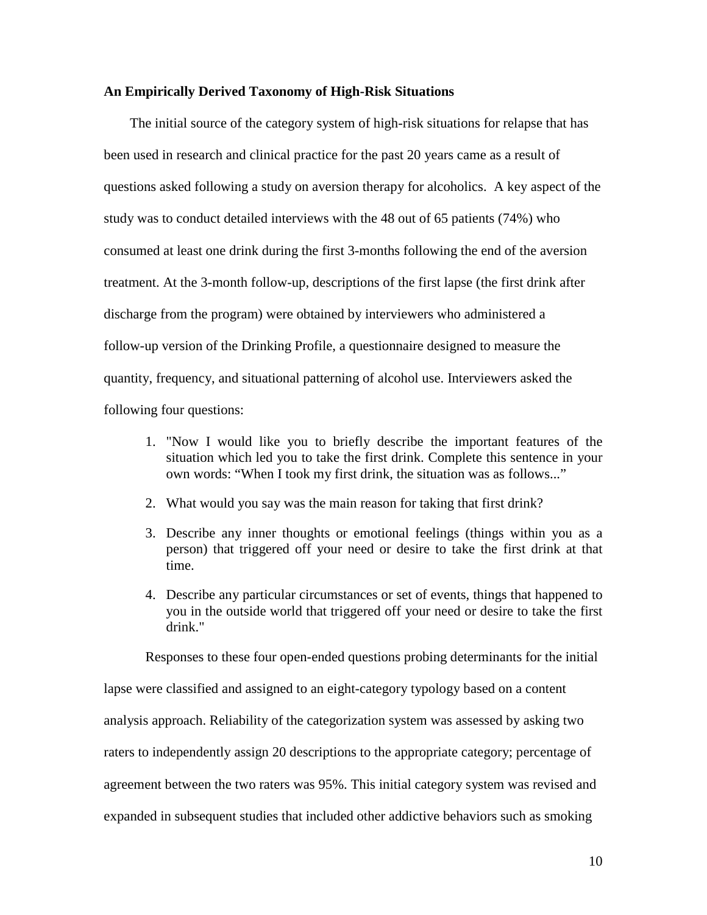**An Empirically Derived Taxonomy of High-Risk Situations**

The initial source of the category system of high-risk situations for relapse that has been used in research and clinical practice for the past 20 years came as a result of questions asked following a study on aversion therapy for alcoholics. A key aspect of the study was to conduct detailed interviews with the 48 out of 65 patients (74%) who consumed at least one drink during the first 3-months following the end of the aversion treatment. At the 3-month follow-up, descriptions of the first lapse (the first drink after discharge from the program) were obtained by interviewers who administered a follow-up version of the Drinking Profile, a questionnaire designed to measure the quantity, frequency, and situational patterning of alcohol use. Interviewers asked the following four questions:

1. "Now I would like you to briefly describe the important features of the situation which led you to take the first drink. Complete this sentence in your own words: "When I took my first drink, the situation was as follows..."
2. What would you say was the main reason for taking that first drink?
3. Describe any inner thoughts or emotional feelings (things within you as a person) that triggered off your need or desire to take the first drink at that time.
4. Describe any particular circumstances or set of events, things that happened to you in the outside world that triggered off your need or desire to take the first drink."

Responses to these four open-ended questions probing determinants for the initial lapse were classified and assigned to an eight-category typology based on a content analysis approach. Reliability of the categorization system was assessed by asking two raters to independently assign 20 descriptions to the appropriate category; percentage of agreement between the two raters was 95%. This initial category system was revised and expanded in subsequent studies that included other addictive behaviors such as smoking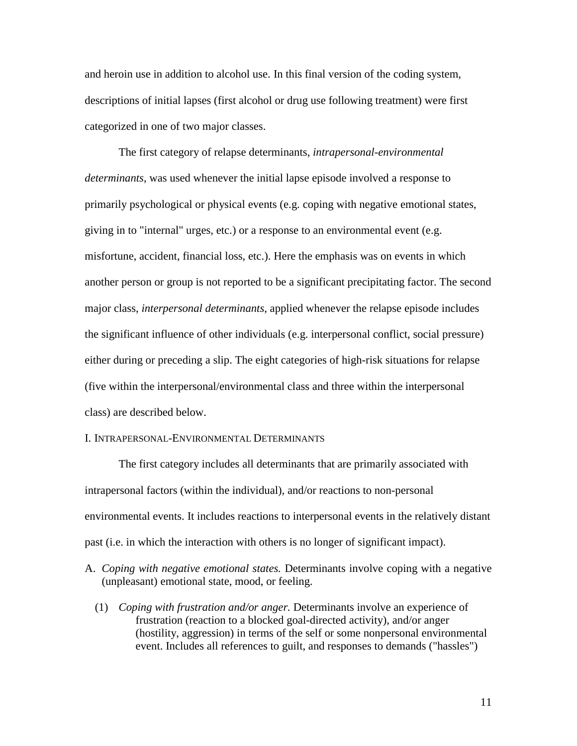and heroin use in addition to alcohol use. In this final version of the coding system, descriptions of initial lapses (first alcohol or drug use following treatment) were first categorized in one of two major classes.

The first category of relapse determinants, *intrapersonal-environmental determinants*, was used whenever the initial lapse episode involved a response to primarily psychological or physical events (e.g. coping with negative emotional states, giving in to "internal" urges, etc.) or a response to an environmental event (e.g. misfortune, accident, financial loss, etc.). Here the emphasis was on events in which another person or group is not reported to be a significant precipitating factor. The second major class, *interpersonal determinants*, applied whenever the relapse episode includes the significant influence of other individuals (e.g. interpersonal conflict, social pressure) either during or preceding a slip. The eight categories of high-risk situations for relapse (five within the interpersonal/environmental class and three within the interpersonal class) are described below.

## I. Intrapersonal-Environmental Determinants

The first category includes all determinants that are primarily associated with intrapersonal factors (within the individual), and/or reactions to non-personal environmental events. It includes reactions to interpersonal events in the relatively distant past (i.e. in which the interaction with others is no longer of significant impact).

A. *Coping with negative emotional states.* Determinants involve coping with a negative (unpleasant) emotional state, mood, or feeling.

   (1) *Coping with frustration and/or anger.* Determinants involve an experience of frustration (reaction to a blocked goal-directed activity), and/or anger (hostility, aggression) in terms of the self or some nonpersonal environmental event. Includes all references to guilt, and responses to demands ("hassles")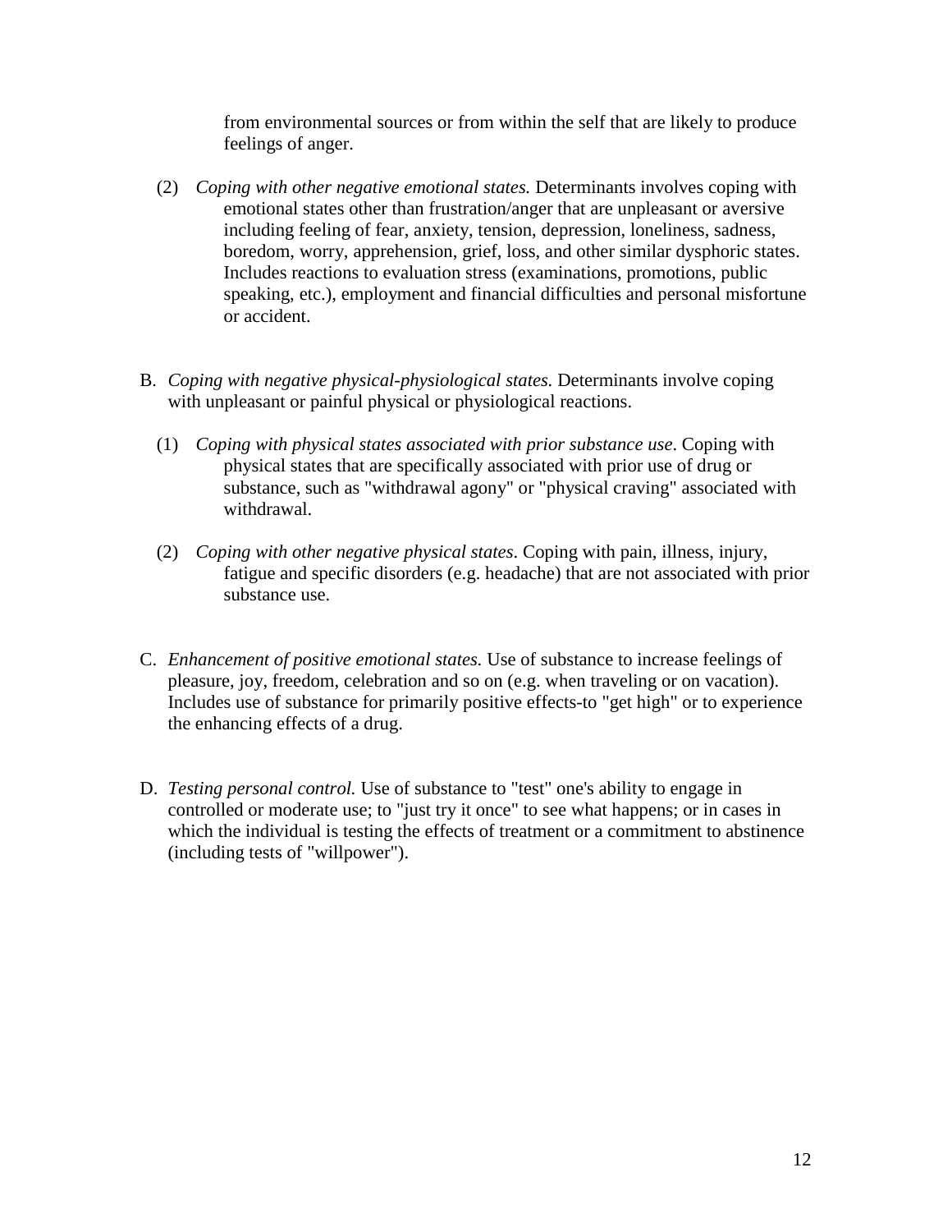from environmental sources or from within the self that are likely to produce feelings of anger.

(2) *Coping with other negative emotional states.* Determinants involves coping with emotional states other than frustration/anger that are unpleasant or aversive including feeling of fear, anxiety, tension, depression, loneliness, sadness, boredom, worry, apprehension, grief, loss, and other similar dysphoric states. Includes reactions to evaluation stress (examinations, promotions, public speaking, etc.), employment and financial difficulties and personal misfortune or accident.

B. *Coping with negative physical-physiological states.* Determinants involve coping with unpleasant or painful physical or physiological reactions.

(1) *Coping with physical states associated with prior substance use*. Coping with physical states that are specifically associated with prior use of drug or substance, such as "withdrawal agony" or "physical craving" associated with withdrawal.

(2) *Coping with other negative physical states*. Coping with pain, illness, injury, fatigue and specific disorders (e.g. headache) that are not associated with prior substance use.

C. *Enhancement of positive emotional states.* Use of substance to increase feelings of pleasure, joy, freedom, celebration and so on (e.g. when traveling or on vacation). Includes use of substance for primarily positive effects-to "get high" or to experience the enhancing effects of a drug.

D. *Testing personal control.* Use of substance to "test" one's ability to engage in controlled or moderate use; to "just try it once" to see what happens; or in cases in which the individual is testing the effects of treatment or a commitment to abstinence (including tests of "willpower").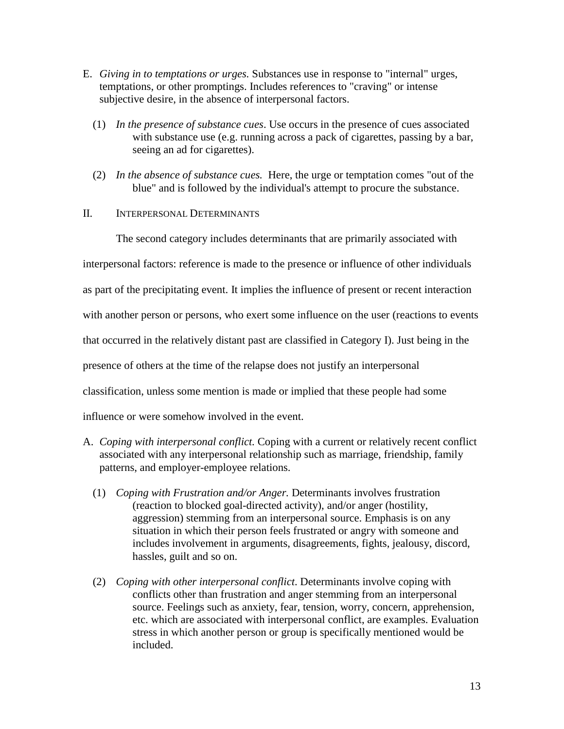E. *Giving in to temptations or urges.* Substances use in response to "internal" urges, temptations, or other promptings. Includes references to "craving" or intense subjective desire, in the absence of interpersonal factors.

(1) *In the presence of substance cues*. Use occurs in the presence of cues associated with substance use (e.g. running across a pack of cigarettes, passing by a bar, seeing an ad for cigarettes).

(2) *In the absence of substance cues.* Here, the urge or temptation comes "out of the blue" and is followed by the individual's attempt to procure the substance.

## II. Interpersonal Determinants

The second category includes determinants that are primarily associated with interpersonal factors: reference is made to the presence or influence of other individuals as part of the precipitating event. It implies the influence of present or recent interaction with another person or persons, who exert some influence on the user (reactions to events that occurred in the relatively distant past are classified in Category I). Just being in the presence of others at the time of the relapse does not justify an interpersonal classification, unless some mention is made or implied that these people had some influence or were somehow involved in the event.

A. *Coping with interpersonal conflict.* Coping with a current or relatively recent conflict associated with any interpersonal relationship such as marriage, friendship, family patterns, and employer-employee relations.

(1) *Coping with Frustration and/or Anger.* Determinants involves frustration (reaction to blocked goal-directed activity), and/or anger (hostility, aggression) stemming from an interpersonal source. Emphasis is on any situation in which their person feels frustrated or angry with someone and includes involvement in arguments, disagreements, fights, jealousy, discord, hassles, guilt and so on.

(2) *Coping with other interpersonal conflict*. Determinants involve coping with conflicts other than frustration and anger stemming from an interpersonal source. Feelings such as anxiety, fear, tension, worry, concern, apprehension, etc. which are associated with interpersonal conflict, are examples. Evaluation stress in which another person or group is specifically mentioned would be included.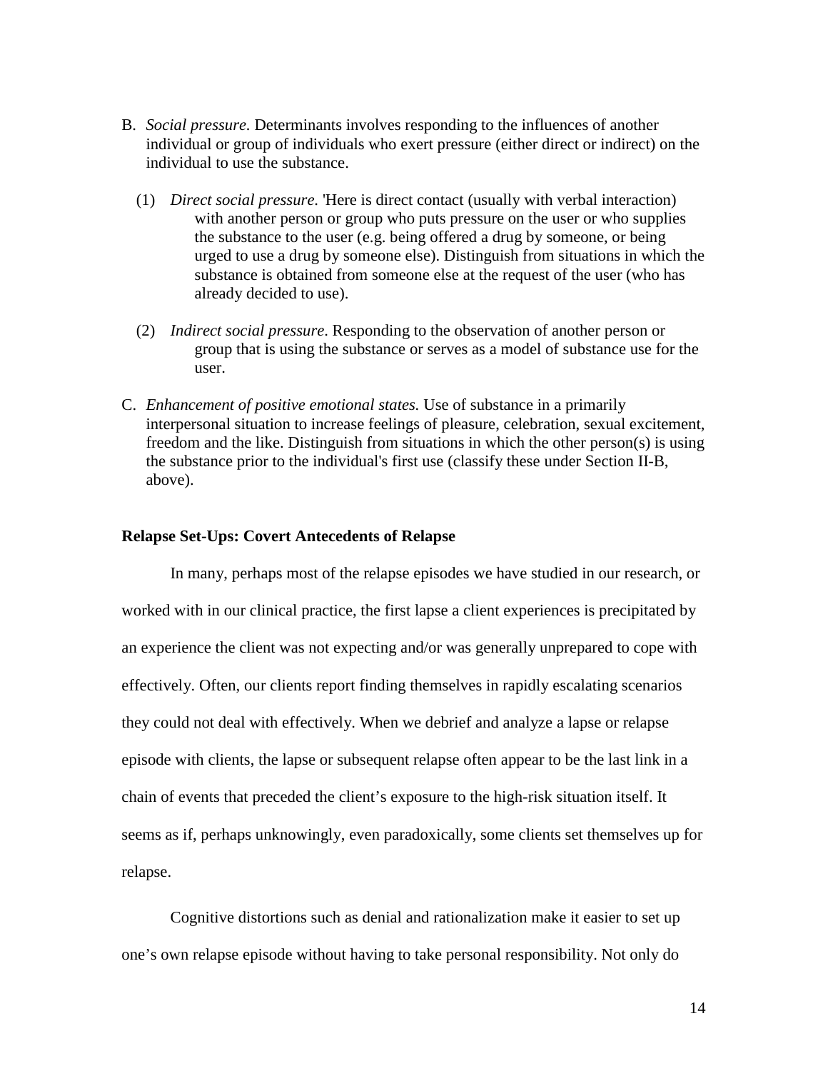B. *Social pressure.* Determinants involves responding to the influences of another individual or group of individuals who exert pressure (either direct or indirect) on the individual to use the substance.

   (1) *Direct social pressure.* 'Here is direct contact (usually with verbal interaction) with another person or group who puts pressure on the user or who supplies the substance to the user (e.g. being offered a drug by someone, or being urged to use a drug by someone else). Distinguish from situations in which the substance is obtained from someone else at the request of the user (who has already decided to use).

   (2) *Indirect social pressure*. Responding to the observation of another person or group that is using the substance or serves as a model of substance use for the user.

C. *Enhancement of positive emotional states.* Use of substance in a primarily interpersonal situation to increase feelings of pleasure, celebration, sexual excitement, freedom and the like. Distinguish from situations in which the other person(s) is using the substance prior to the individual's first use (classify these under Section II-B, above).

**Relapse Set-Ups: Covert Antecedents of Relapse**

In many, perhaps most of the relapse episodes we have studied in our research, or worked with in our clinical practice, the first lapse a client experiences is precipitated by an experience the client was not expecting and/or was generally unprepared to cope with effectively. Often, our clients report finding themselves in rapidly escalating scenarios they could not deal with effectively. When we debrief and analyze a lapse or relapse episode with clients, the lapse or subsequent relapse often appear to be the last link in a chain of events that preceded the client's exposure to the high-risk situation itself. It seems as if, perhaps unknowingly, even paradoxically, some clients set themselves up for relapse.

Cognitive distortions such as denial and rationalization make it easier to set up one's own relapse episode without having to take personal responsibility. Not only do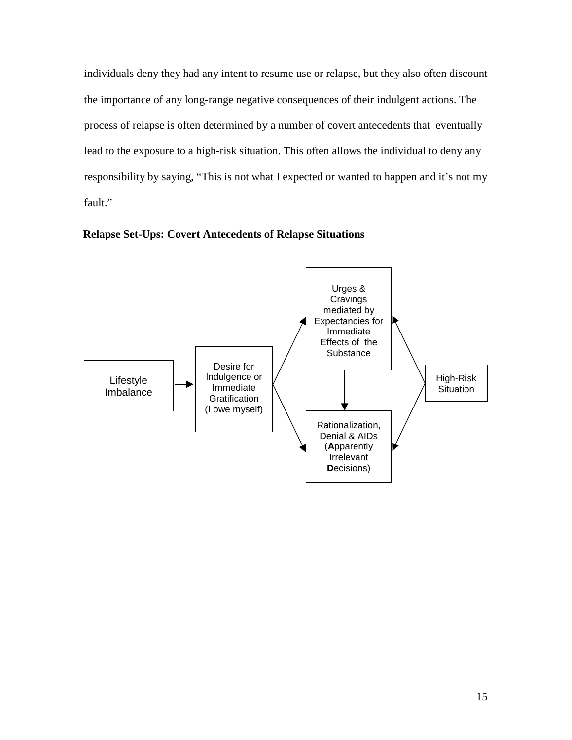individuals deny they had any intent to resume use or relapse, but they also often discount the importance of any long-range negative consequences of their indulgent actions. The process of relapse is often determined by a number of covert antecedents that eventually lead to the exposure to a high-risk situation. This often allows the individual to deny any responsibility by saying, "This is not what I expected or wanted to happen and it's not my fault."

**Relapse Set-Ups: Covert Antecedents of Relapse Situations**

Lifestyle Imbalance

Desire for Indulgence or Immediate Gratification (I owe myself)

Urges & Cravings mediated by Expectancies for Immediate Effects of the Substance

Rationalization, Denial & AIDs (**A**pparently **I**rrelevant **D**ecisions)

High-Risk Situation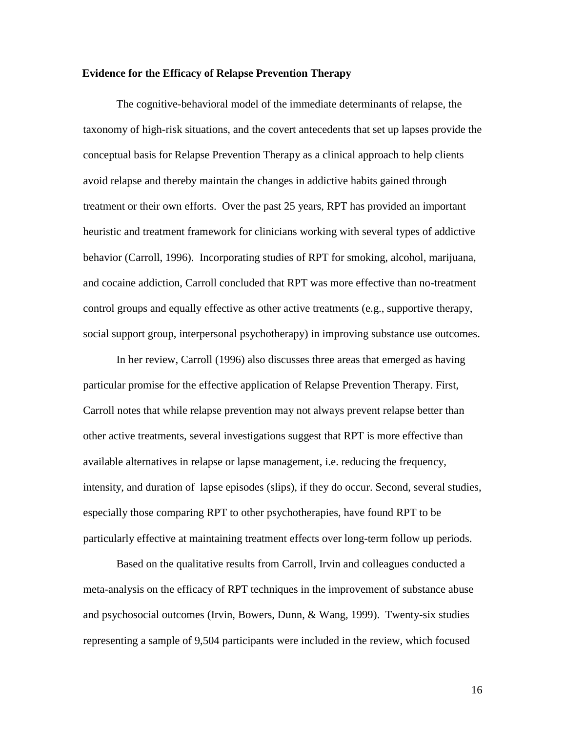**Evidence for the Efficacy of Relapse Prevention Therapy**

The cognitive-behavioral model of the immediate determinants of relapse, the taxonomy of high-risk situations, and the covert antecedents that set up lapses provide the conceptual basis for Relapse Prevention Therapy as a clinical approach to help clients avoid relapse and thereby maintain the changes in addictive habits gained through treatment or their own efforts. Over the past 25 years, RPT has provided an important heuristic and treatment framework for clinicians working with several types of addictive behavior (Carroll, 1996). Incorporating studies of RPT for smoking, alcohol, marijuana, and cocaine addiction, Carroll concluded that RPT was more effective than no-treatment control groups and equally effective as other active treatments (e.g., supportive therapy, social support group, interpersonal psychotherapy) in improving substance use outcomes.

In her review, Carroll (1996) also discusses three areas that emerged as having particular promise for the effective application of Relapse Prevention Therapy. First, Carroll notes that while relapse prevention may not always prevent relapse better than other active treatments, several investigations suggest that RPT is more effective than available alternatives in relapse or lapse management, i.e. reducing the frequency, intensity, and duration of lapse episodes (slips), if they do occur. Second, several studies, especially those comparing RPT to other psychotherapies, have found RPT to be particularly effective at maintaining treatment effects over long-term follow up periods.

Based on the qualitative results from Carroll, Irvin and colleagues conducted a meta-analysis on the efficacy of RPT techniques in the improvement of substance abuse and psychosocial outcomes (Irvin, Bowers, Dunn, & Wang, 1999). Twenty-six studies representing a sample of 9,504 participants were included in the review, which focused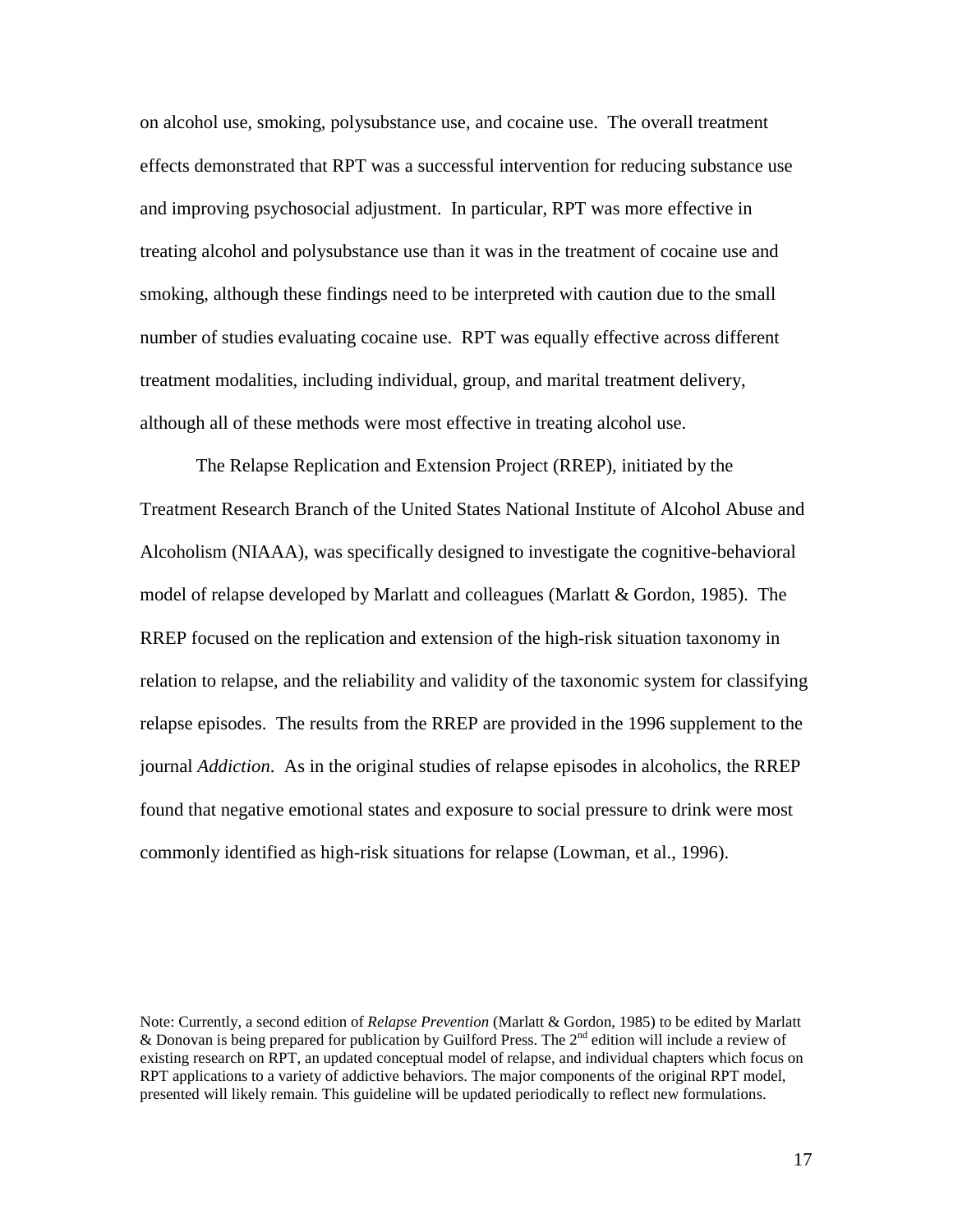on alcohol use, smoking, polysubstance use, and cocaine use. The overall treatment effects demonstrated that RPT was a successful intervention for reducing substance use and improving psychosocial adjustment. In particular, RPT was more effective in treating alcohol and polysubstance use than it was in the treatment of cocaine use and smoking, although these findings need to be interpreted with caution due to the small number of studies evaluating cocaine use. RPT was equally effective across different treatment modalities, including individual, group, and marital treatment delivery, although all of these methods were most effective in treating alcohol use.

The Relapse Replication and Extension Project (RREP), initiated by the Treatment Research Branch of the United States National Institute of Alcohol Abuse and Alcoholism (NIAAA), was specifically designed to investigate the cognitive-behavioral model of relapse developed by Marlatt and colleagues (Marlatt & Gordon, 1985). The RREP focused on the replication and extension of the high-risk situation taxonomy in relation to relapse, and the reliability and validity of the taxonomic system for classifying relapse episodes. The results from the RREP are provided in the 1996 supplement to the journal *Addiction*. As in the original studies of relapse episodes in alcoholics, the RREP found that negative emotional states and exposure to social pressure to drink were most commonly identified as high-risk situations for relapse (Lowman, et al., 1996).

Note: Currently, a second edition of *Relapse Prevention* (Marlatt & Gordon, 1985) to be edited by Marlatt & Donovan is being prepared for publication by Guilford Press. The 2nd edition will include a review of existing research on RPT, an updated conceptual model of relapse, and individual chapters which focus on RPT applications to a variety of addictive behaviors. The major components of the original RPT model, presented will likely remain. This guideline will be updated periodically to reflect new formulations.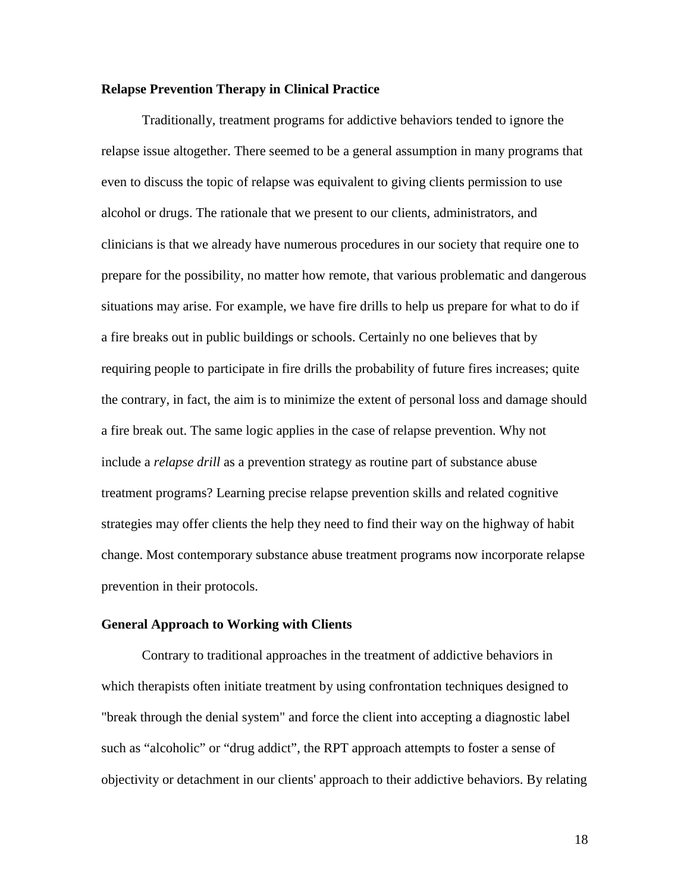**Relapse Prevention Therapy in Clinical Practice**

Traditionally, treatment programs for addictive behaviors tended to ignore the relapse issue altogether. There seemed to be a general assumption in many programs that even to discuss the topic of relapse was equivalent to giving clients permission to use alcohol or drugs. The rationale that we present to our clients, administrators, and clinicians is that we already have numerous procedures in our society that require one to prepare for the possibility, no matter how remote, that various problematic and dangerous situations may arise. For example, we have fire drills to help us prepare for what to do if a fire breaks out in public buildings or schools. Certainly no one believes that by requiring people to participate in fire drills the probability of future fires increases; quite the contrary, in fact, the aim is to minimize the extent of personal loss and damage should a fire break out. The same logic applies in the case of relapse prevention. Why not include a *relapse drill* as a prevention strategy as routine part of substance abuse treatment programs? Learning precise relapse prevention skills and related cognitive strategies may offer clients the help they need to find their way on the highway of habit change. Most contemporary substance abuse treatment programs now incorporate relapse prevention in their protocols.

**General Approach to Working with Clients**

Contrary to traditional approaches in the treatment of addictive behaviors in which therapists often initiate treatment by using confrontation techniques designed to "break through the denial system" and force the client into accepting a diagnostic label such as “alcoholic” or “drug addict”, the RPT approach attempts to foster a sense of objectivity or detachment in our clients' approach to their addictive behaviors. By relating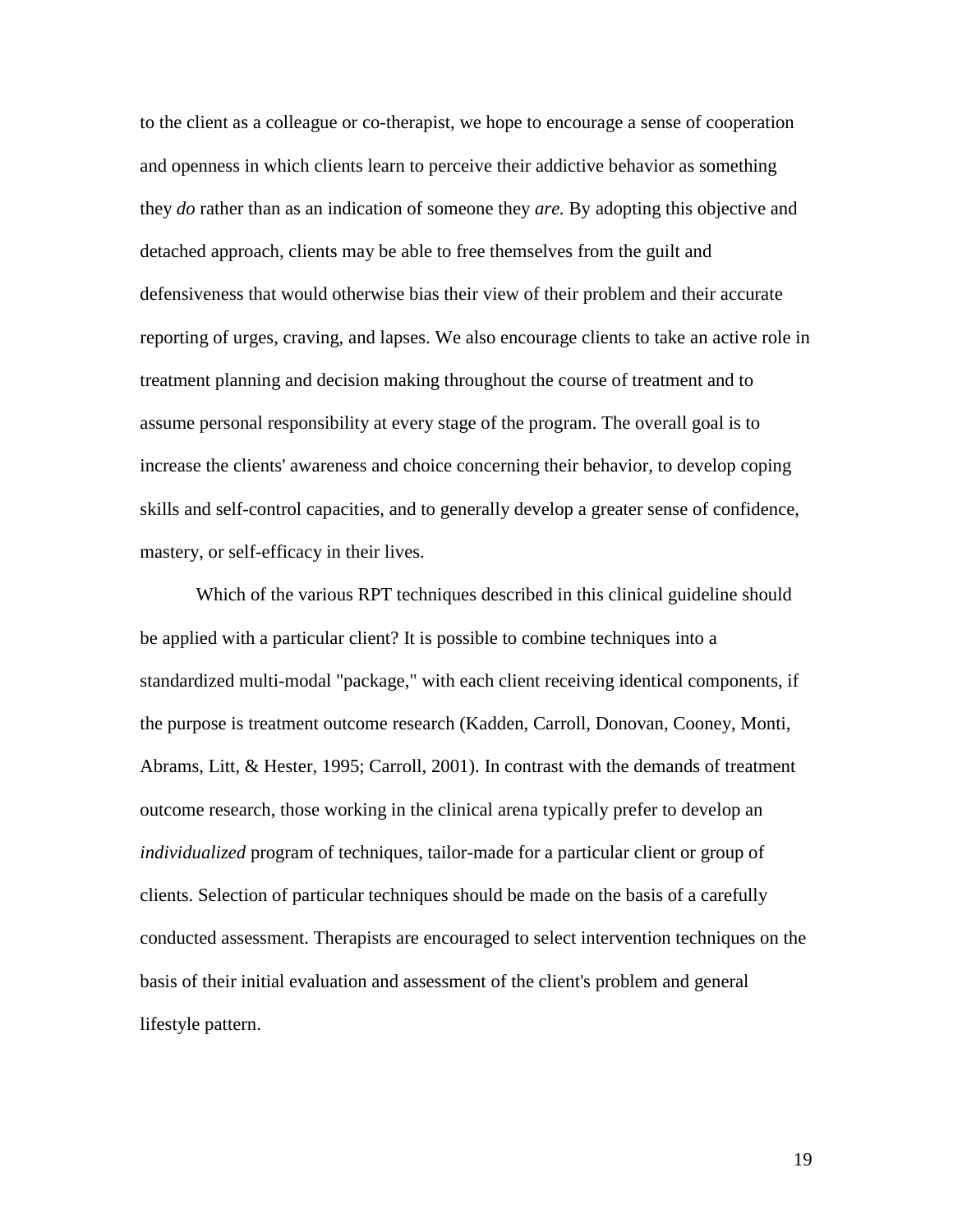to the client as a colleague or co-therapist, we hope to encourage a sense of cooperation and openness in which clients learn to perceive their addictive behavior as something they *do* rather than as an indication of someone they *are.* By adopting this objective and detached approach, clients may be able to free themselves from the guilt and defensiveness that would otherwise bias their view of their problem and their accurate reporting of urges, craving, and lapses. We also encourage clients to take an active role in treatment planning and decision making throughout the course of treatment and to assume personal responsibility at every stage of the program. The overall goal is to increase the clients' awareness and choice concerning their behavior, to develop coping skills and self-control capacities, and to generally develop a greater sense of confidence, mastery, or self-efficacy in their lives.

Which of the various RPT techniques described in this clinical guideline should be applied with a particular client? It is possible to combine techniques into a standardized multi-modal "package," with each client receiving identical components, if the purpose is treatment outcome research (Kadden, Carroll, Donovan, Cooney, Monti, Abrams, Litt, & Hester, 1995; Carroll, 2001). In contrast with the demands of treatment outcome research, those working in the clinical arena typically prefer to develop an *individualized* program of techniques, tailor-made for a particular client or group of clients. Selection of particular techniques should be made on the basis of a carefully conducted assessment. Therapists are encouraged to select intervention techniques on the basis of their initial evaluation and assessment of the client's problem and general lifestyle pattern.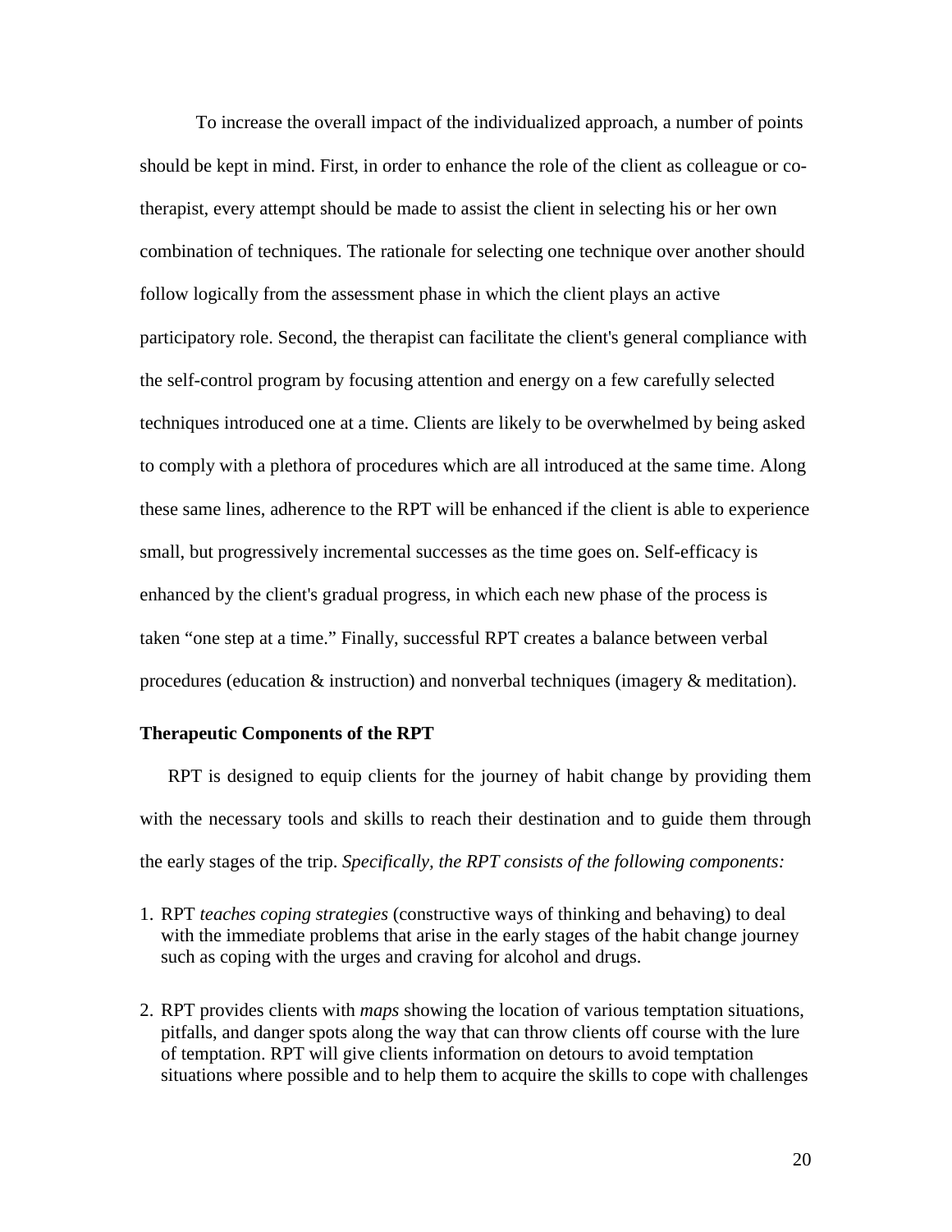To increase the overall impact of the individualized approach, a number of points should be kept in mind. First, in order to enhance the role of the client as colleague or co-therapist, every attempt should be made to assist the client in selecting his or her own combination of techniques. The rationale for selecting one technique over another should follow logically from the assessment phase in which the client plays an active participatory role. Second, the therapist can facilitate the client's general compliance with the self-control program by focusing attention and energy on a few carefully selected techniques introduced one at a time. Clients are likely to be overwhelmed by being asked to comply with a plethora of procedures which are all introduced at the same time. Along these same lines, adherence to the RPT will be enhanced if the client is able to experience small, but progressively incremental successes as the time goes on. Self-efficacy is enhanced by the client's gradual progress, in which each new phase of the process is taken "one step at a time." Finally, successful RPT creates a balance between verbal procedures (education & instruction) and nonverbal techniques (imagery & meditation).

**Therapeutic Components of the RPT**

RPT is designed to equip clients for the journey of habit change by providing them with the necessary tools and skills to reach their destination and to guide them through the early stages of the trip. *Specifically, the RPT consists of the following components:*

1. RPT *teaches coping strategies* (constructive ways of thinking and behaving) to deal with the immediate problems that arise in the early stages of the habit change journey such as coping with the urges and craving for alcohol and drugs.

2. RPT provides clients with *maps* showing the location of various temptation situations, pitfalls, and danger spots along the way that can throw clients off course with the lure of temptation. RPT will give clients information on detours to avoid temptation situations where possible and to help them to acquire the skills to cope with challenges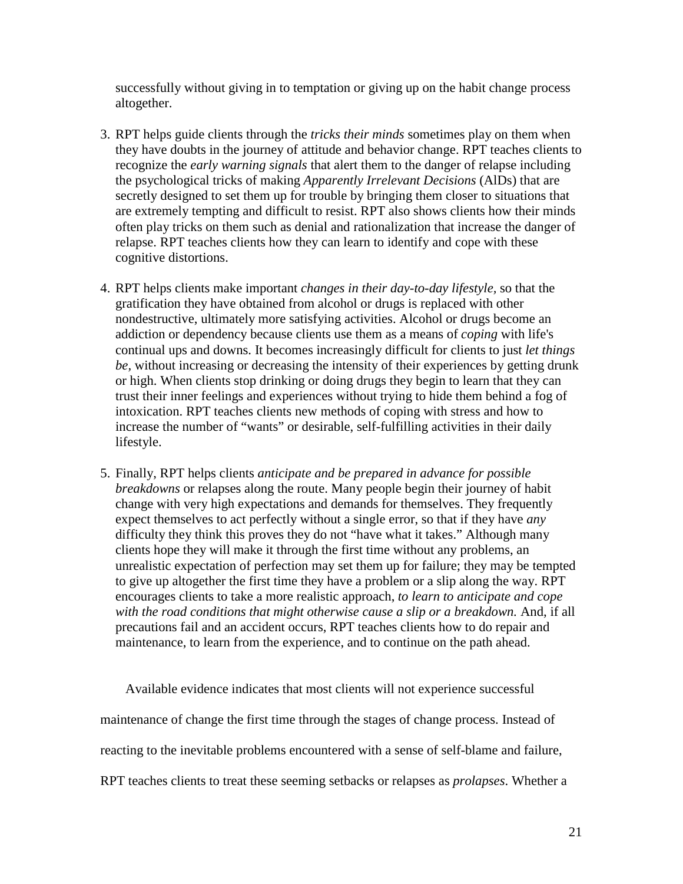successfully without giving in to temptation or giving up on the habit change process altogether.

3. RPT helps guide clients through the *tricks their minds* sometimes play on them when they have doubts in the journey of attitude and behavior change. RPT teaches clients to recognize the *early warning signals* that alert them to the danger of relapse including the psychological tricks of making *Apparently Irrelevant Decisions* (AIDs) that are secretly designed to set them up for trouble by bringing them closer to situations that are extremely tempting and difficult to resist. RPT also shows clients how their minds often play tricks on them such as denial and rationalization that increase the danger of relapse. RPT teaches clients how they can learn to identify and cope with these cognitive distortions.

4. RPT helps clients make important *changes in their day-to-day lifestyle,* so that the gratification they have obtained from alcohol or drugs is replaced with other nondestructive, ultimately more satisfying activities. Alcohol or drugs become an addiction or dependency because clients use them as a means of *coping* with life's continual ups and downs. It becomes increasingly difficult for clients to just *let things be,* without increasing or decreasing the intensity of their experiences by getting drunk or high. When clients stop drinking or doing drugs they begin to learn that they can trust their inner feelings and experiences without trying to hide them behind a fog of intoxication. RPT teaches clients new methods of coping with stress and how to increase the number of "wants" or desirable, self-fulfilling activities in their daily lifestyle.

5. Finally, RPT helps clients *anticipate and be prepared in advance for possible breakdowns* or relapses along the route. Many people begin their journey of habit change with very high expectations and demands for themselves. They frequently expect themselves to act perfectly without a single error, so that if they have *any* difficulty they think this proves they do not "have what it takes." Although many clients hope they will make it through the first time without any problems, an unrealistic expectation of perfection may set them up for failure; they may be tempted to give up altogether the first time they have a problem or a slip along the way. RPT encourages clients to take a more realistic approach, *to learn to anticipate and cope with the road conditions that might otherwise cause a slip or a breakdown.* And, if all precautions fail and an accident occurs, RPT teaches clients how to do repair and maintenance, to learn from the experience, and to continue on the path ahead.

Available evidence indicates that most clients will not experience successful maintenance of change the first time through the stages of change process. Instead of reacting to the inevitable problems encountered with a sense of self-blame and failure, RPT teaches clients to treat these seeming setbacks or relapses as *prolapses*. Whether a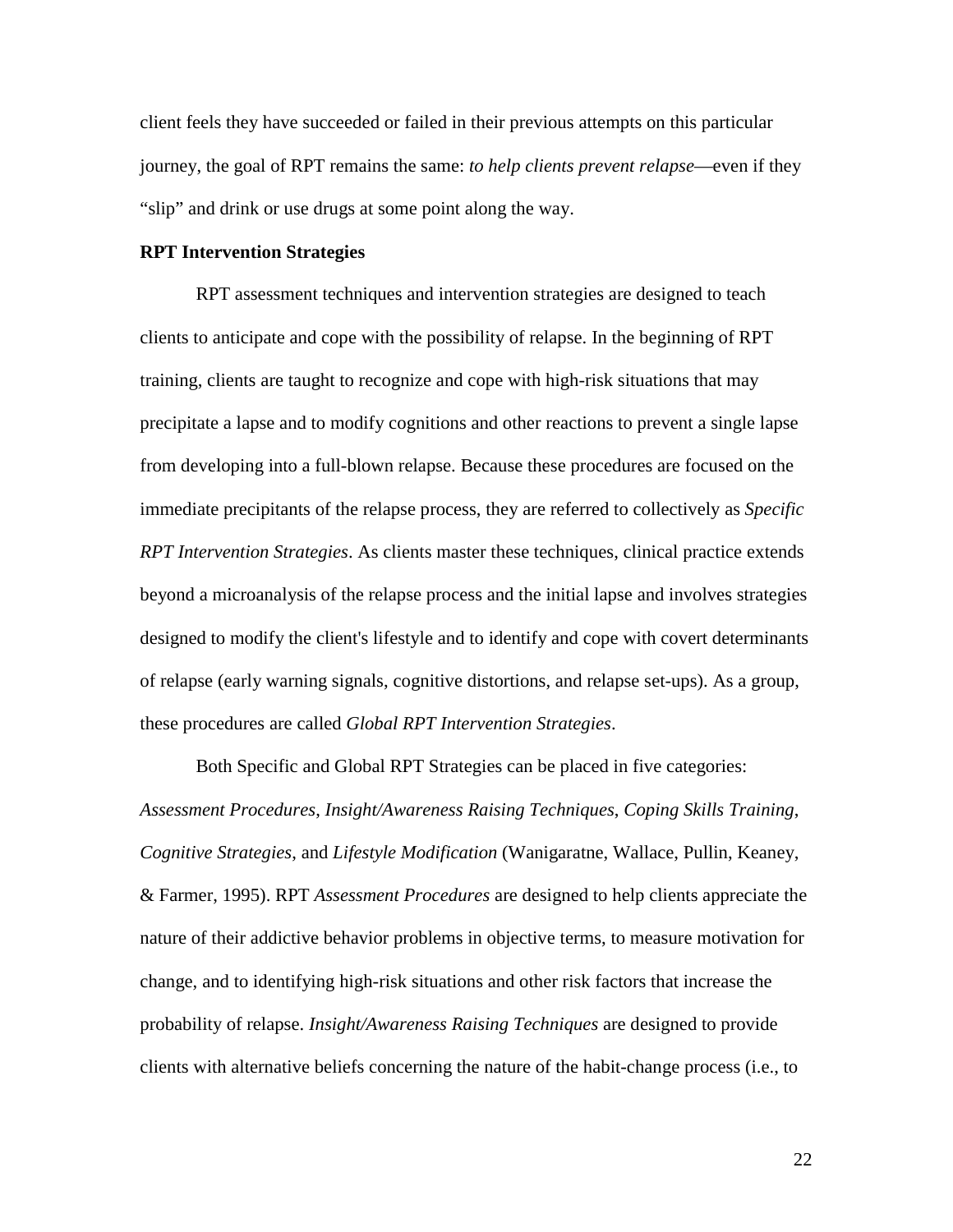client feels they have succeeded or failed in their previous attempts on this particular journey, the goal of RPT remains the same: *to help clients prevent relapse*—even if they "slip" and drink or use drugs at some point along the way.

**RPT Intervention Strategies**

RPT assessment techniques and intervention strategies are designed to teach clients to anticipate and cope with the possibility of relapse. In the beginning of RPT training, clients are taught to recognize and cope with high-risk situations that may precipitate a lapse and to modify cognitions and other reactions to prevent a single lapse from developing into a full-blown relapse. Because these procedures are focused on the immediate precipitants of the relapse process, they are referred to collectively as *Specific RPT Intervention Strategies*. As clients master these techniques, clinical practice extends beyond a microanalysis of the relapse process and the initial lapse and involves strategies designed to modify the client's lifestyle and to identify and cope with covert determinants of relapse (early warning signals, cognitive distortions, and relapse set-ups). As a group, these procedures are called *Global RPT Intervention Strategies*.

Both Specific and Global RPT Strategies can be placed in five categories: *Assessment Procedures*, *Insight/Awareness Raising Techniques*, *Coping Skills Training*, *Cognitive Strategies*, and *Lifestyle Modification* (Wanigaratne, Wallace, Pullin, Keaney, & Farmer, 1995). RPT *Assessment Procedures* are designed to help clients appreciate the nature of their addictive behavior problems in objective terms, to measure motivation for change, and to identifying high-risk situations and other risk factors that increase the probability of relapse. *Insight/Awareness Raising Techniques* are designed to provide clients with alternative beliefs concerning the nature of the habit-change process (i.e., to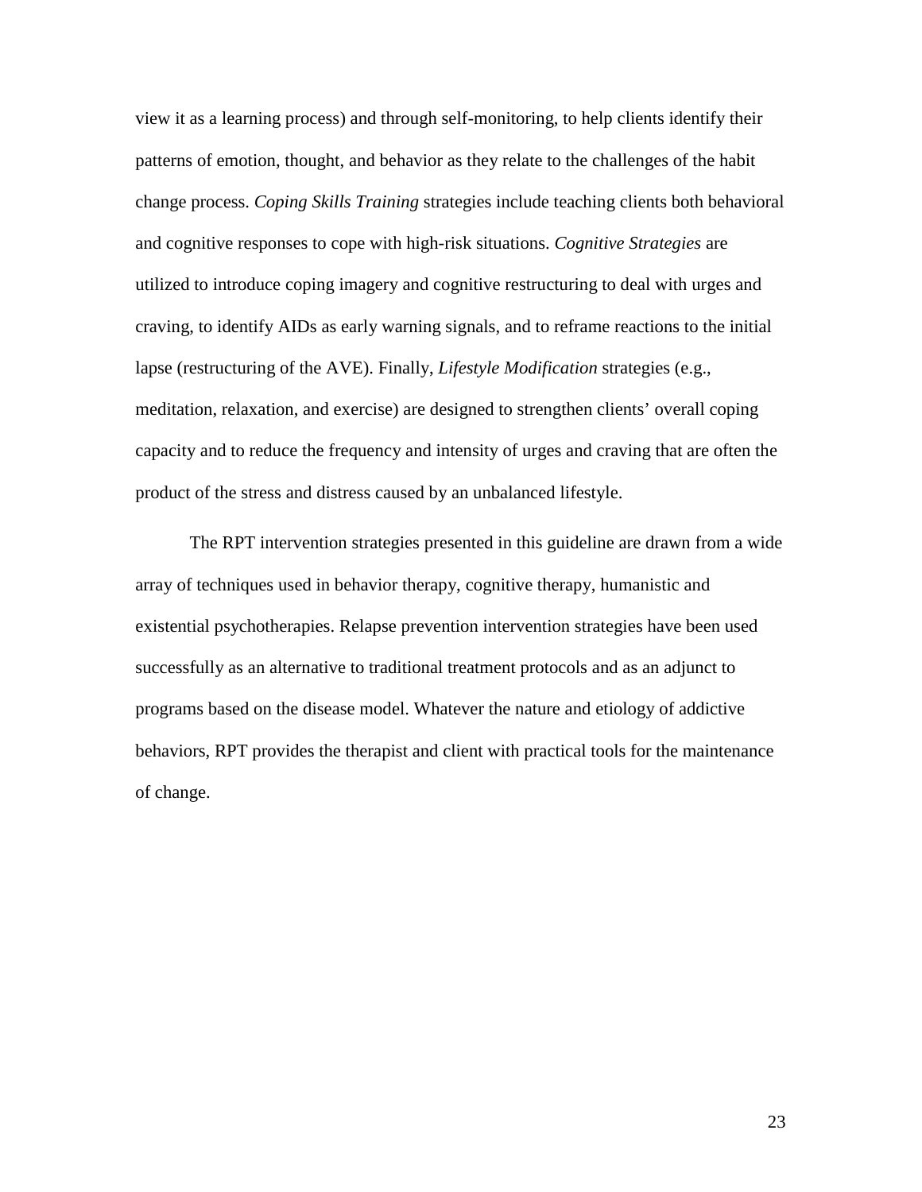view it as a learning process) and through self-monitoring, to help clients identify their patterns of emotion, thought, and behavior as they relate to the challenges of the habit change process. *Coping Skills Training* strategies include teaching clients both behavioral and cognitive responses to cope with high-risk situations. *Cognitive Strategies* are utilized to introduce coping imagery and cognitive restructuring to deal with urges and craving, to identify AIDs as early warning signals, and to reframe reactions to the initial lapse (restructuring of the AVE). Finally, *Lifestyle Modification* strategies (e.g., meditation, relaxation, and exercise) are designed to strengthen clients' overall coping capacity and to reduce the frequency and intensity of urges and craving that are often the product of the stress and distress caused by an unbalanced lifestyle.

The RPT intervention strategies presented in this guideline are drawn from a wide array of techniques used in behavior therapy, cognitive therapy, humanistic and existential psychotherapies. Relapse prevention intervention strategies have been used successfully as an alternative to traditional treatment protocols and as an adjunct to programs based on the disease model. Whatever the nature and etiology of addictive behaviors, RPT provides the therapist and client with practical tools for the maintenance of change.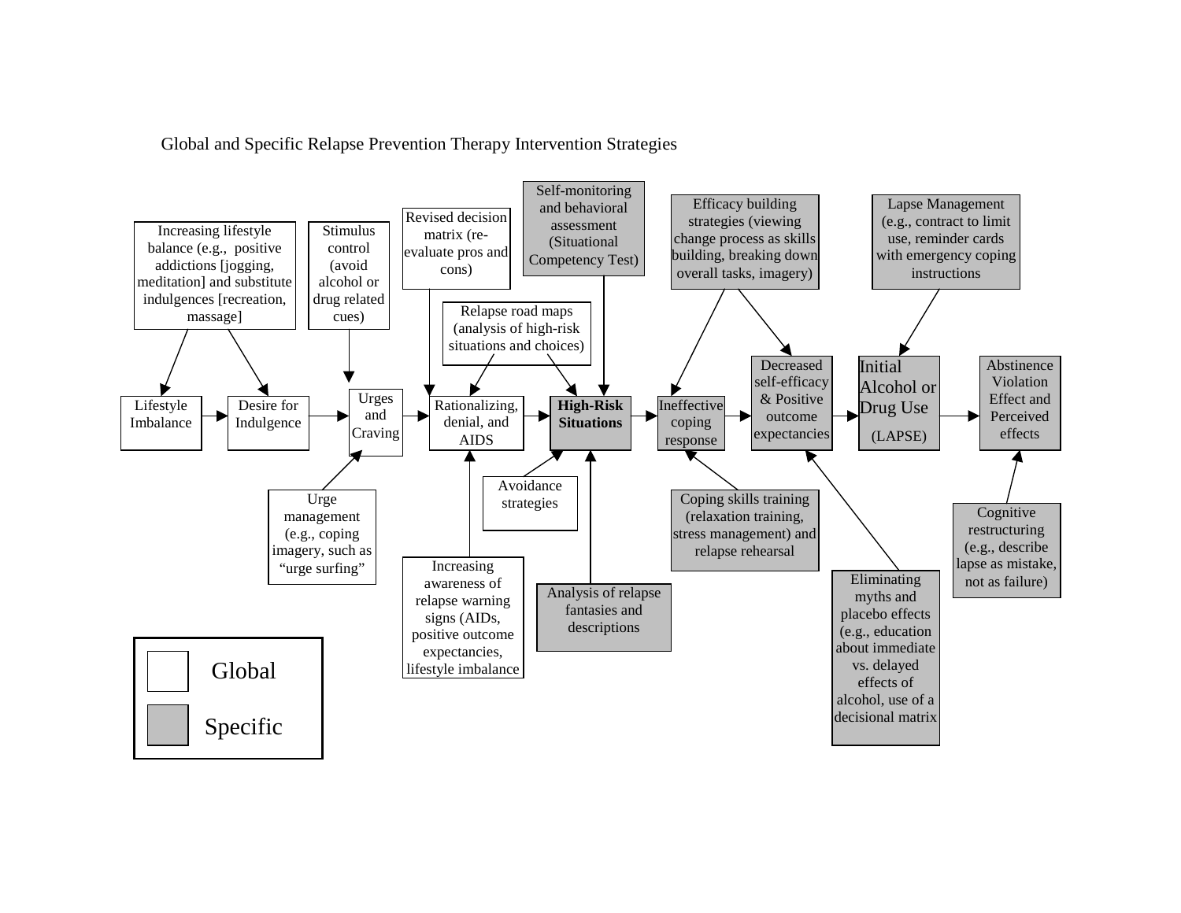Global and Specific Relapse Prevention Therapy Intervention Strategies

**Main sequence:** Lifestyle Imbalance → Desire for Indulgence → Urges and Craving → Rationalizing, denial, and AIDS → **High-Risk Situations** → Ineffective coping response → Decreased self-efficacy & Positive outcome expectancies → Initial Alcohol or Drug Use (LAPSE) → Abstinence Violation Effect and Perceived effects

**Intervention strategies (and the step each targets):**

- Increasing lifestyle balance (e.g., positive addictions [jogging, meditation] and substitute indulgences [recreation, massage]) → Lifestyle Imbalance; Desire for Indulgence
- Stimulus control (avoid alcohol or drug related cues) → Urges and Craving
- Urge management (e.g., coping imagery, such as "urge surfing" → Urges and Craving
- Revised decision matrix (re-evaluate pros and cons) → Rationalizing, denial, and AIDS
- Relapse road maps (analysis of high-risk situations and choices) → Rationalizing, denial, and AIDS; High-Risk Situations
- Increasing awareness of relapse warning signs (AIDs, positive outcome expectancies, lifestyle imbalance → Rationalizing, denial, and AIDS
- Avoidance strategies → High-Risk Situations
- Self-monitoring and behavioral assessment (Situational Competency Test) → High-Risk Situations
- Analysis of relapse fantasies and descriptions → High-Risk Situations
- Efficacy building strategies (viewing change process as skills building, breaking down overall tasks, imagery) → Ineffective coping response; Decreased self-efficacy & Positive outcome expectancies
- Coping skills training (relaxation training, stress management) and relapse rehearsal → Ineffective coping response
- Eliminating myths and placebo effects (e.g., education about immediate vs. delayed effects of alcohol, use of a decisional matrix → Decreased self-efficacy & Positive outcome expectancies
- Lapse Management (e.g., contract to limit use, reminder cards with emergency coping instructions → Initial Alcohol or Drug Use (LAPSE)
- Cognitive restructuring (e.g., describe lapse as mistake, not as failure) → Abstinence Violation Effect and Perceived effects

**Legend:**

| Box | Strategy type |
| --- | --- |
| White | Global |
| Shaded | Specific |

**Classification:**

| Global | Specific |
| --- | --- |
| Lifestyle Imbalance | High-Risk Situations |
| Desire for Indulgence | Ineffective coping response |
| Urges and Craving | Decreased self-efficacy & Positive outcome expectancies |
| Rationalizing, denial, and AIDS | Initial Alcohol or Drug Use (LAPSE) |
| Increasing lifestyle balance | Abstinence Violation Effect and Perceived effects |
| Stimulus control | Self-monitoring and behavioral assessment |
| Urge management | Analysis of relapse fantasies and descriptions |
| Revised decision matrix | Efficacy building strategies |
| Relapse road maps | Coping skills training and relapse rehearsal |
| Increasing awareness of relapse warning signs | Eliminating myths and placebo effects |
| Avoidance strategies | Lapse Management |
| | Cognitive restructuring |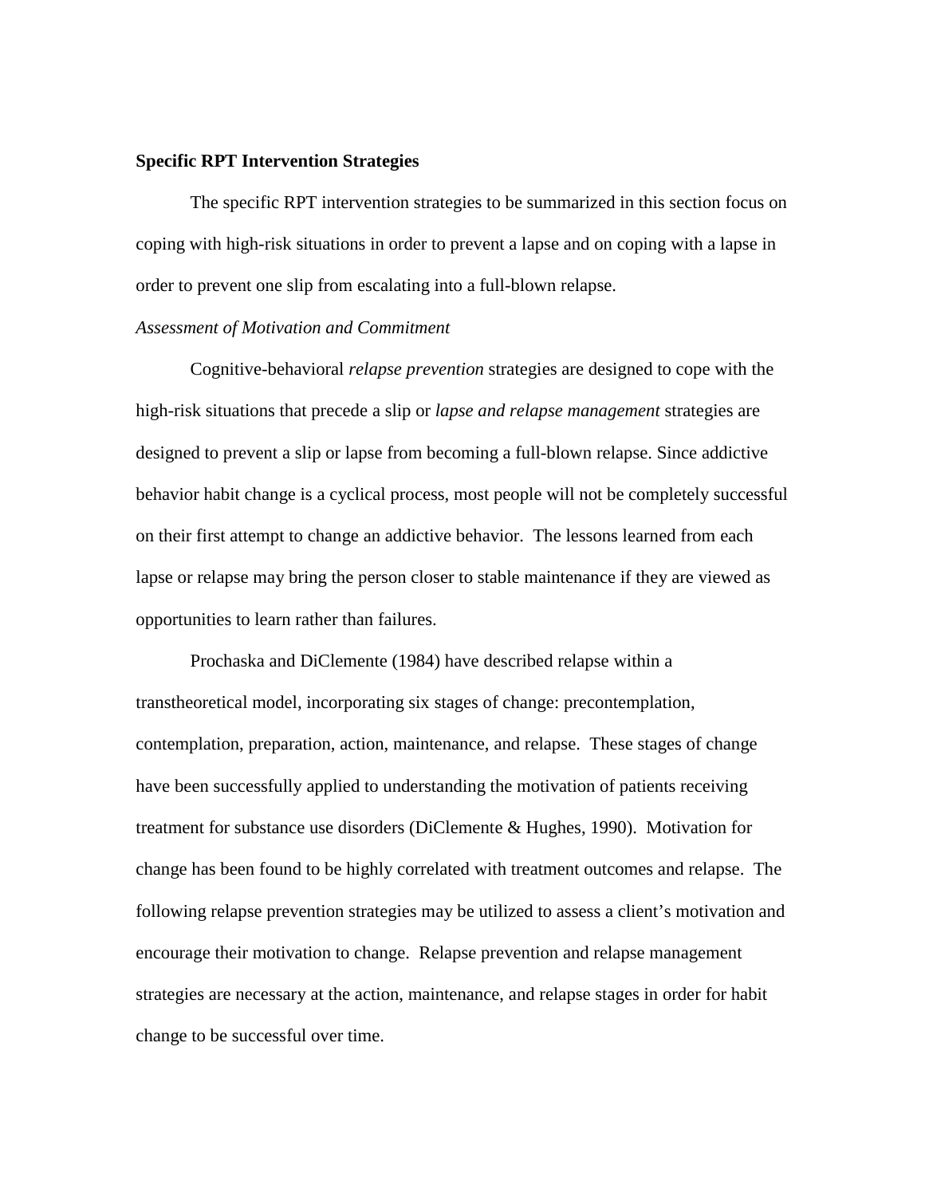**Specific RPT Intervention Strategies**

The specific RPT intervention strategies to be summarized in this section focus on coping with high-risk situations in order to prevent a lapse and on coping with a lapse in order to prevent one slip from escalating into a full-blown relapse.

*Assessment of Motivation and Commitment*

Cognitive-behavioral *relapse prevention* strategies are designed to cope with the high-risk situations that precede a slip or *lapse and relapse management* strategies are designed to prevent a slip or lapse from becoming a full-blown relapse. Since addictive behavior habit change is a cyclical process, most people will not be completely successful on their first attempt to change an addictive behavior. The lessons learned from each lapse or relapse may bring the person closer to stable maintenance if they are viewed as opportunities to learn rather than failures.

Prochaska and DiClemente (1984) have described relapse within a transtheoretical model, incorporating six stages of change: precontemplation, contemplation, preparation, action, maintenance, and relapse. These stages of change have been successfully applied to understanding the motivation of patients receiving treatment for substance use disorders (DiClemente & Hughes, 1990). Motivation for change has been found to be highly correlated with treatment outcomes and relapse. The following relapse prevention strategies may be utilized to assess a client's motivation and encourage their motivation to change. Relapse prevention and relapse management strategies are necessary at the action, maintenance, and relapse stages in order for habit change to be successful over time.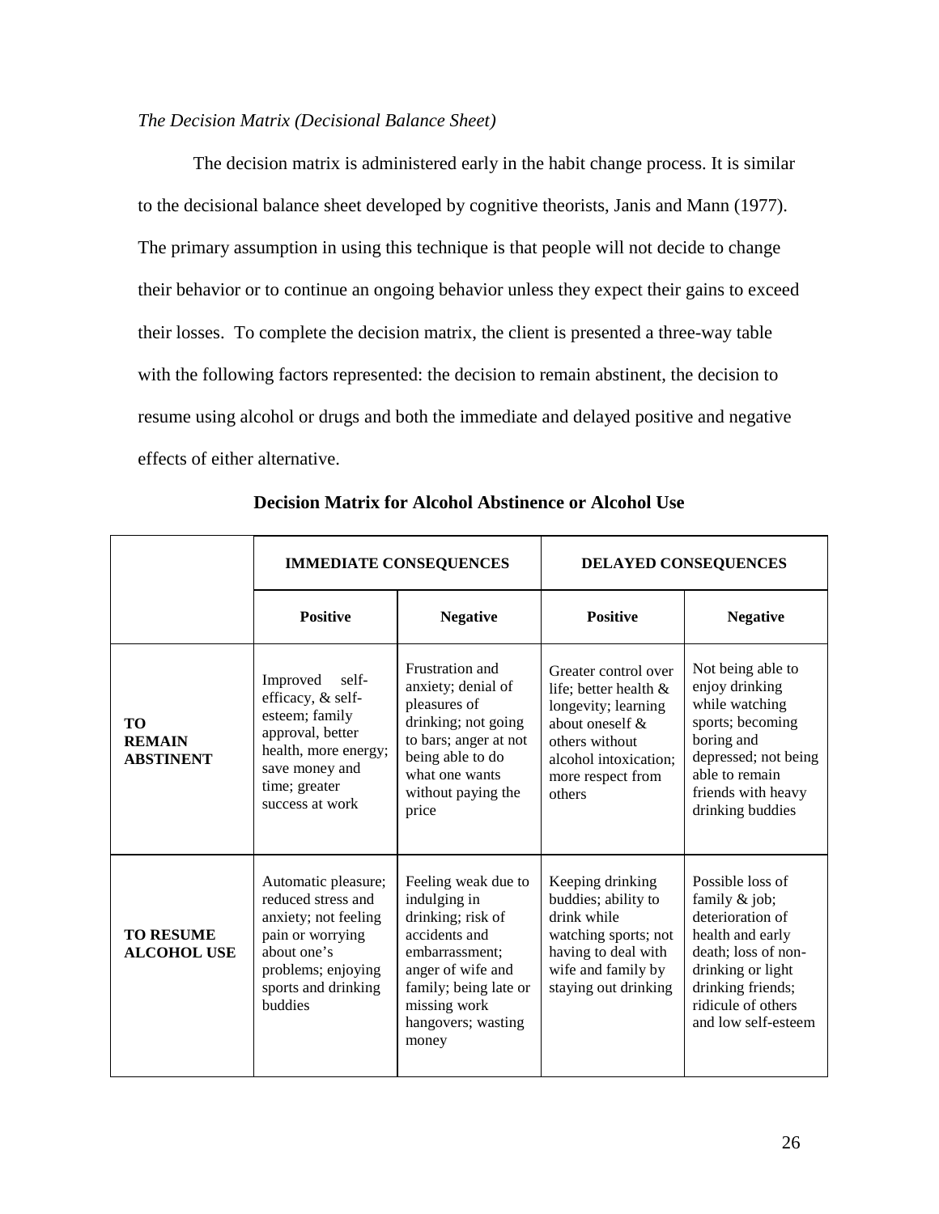*The Decision Matrix (Decisional Balance Sheet)*

The decision matrix is administered early in the habit change process. It is similar to the decisional balance sheet developed by cognitive theorists, Janis and Mann (1977). The primary assumption in using this technique is that people will not decide to change their behavior or to continue an ongoing behavior unless they expect their gains to exceed their losses. To complete the decision matrix, the client is presented a three-way table with the following factors represented: the decision to remain abstinent, the decision to resume using alcohol or drugs and both the immediate and delayed positive and negative effects of either alternative.

**Decision Matrix for Alcohol Abstinence or Alcohol Use**

| | **IMMEDIATE CONSEQUENCES** | | **DELAYED CONSEQUENCES** | |
|---|---|---|---|---|
| | **Positive** | **Negative** | **Positive** | **Negative** |
| **TO REMAIN ABSTINENT** | Improved self-efficacy, & self-esteem; family approval, better health, more energy; save money and time; greater success at work | Frustration and anxiety; denial of pleasures of drinking; not going to bars; anger at not being able to do what one wants without paying the price | Greater control over life; better health & longevity; learning about oneself & others without alcohol intoxication; more respect from others | Not being able to enjoy drinking while watching sports; becoming boring and depressed; not being able to remain friends with heavy drinking buddies |
| **TO RESUME ALCOHOL USE** | Automatic pleasure; reduced stress and anxiety; not feeling pain or worrying about one's problems; enjoying sports and drinking buddies | Feeling weak due to indulging in drinking; risk of accidents and embarrassment; anger of wife and family; being late or missing work hangovers; wasting money | Keeping drinking buddies; ability to drink while watching sports; not having to deal with wife and family by staying out drinking | Possible loss of family & job; deterioration of health and early death; loss of non-drinking or light drinking friends; ridicule of others and low self-esteem |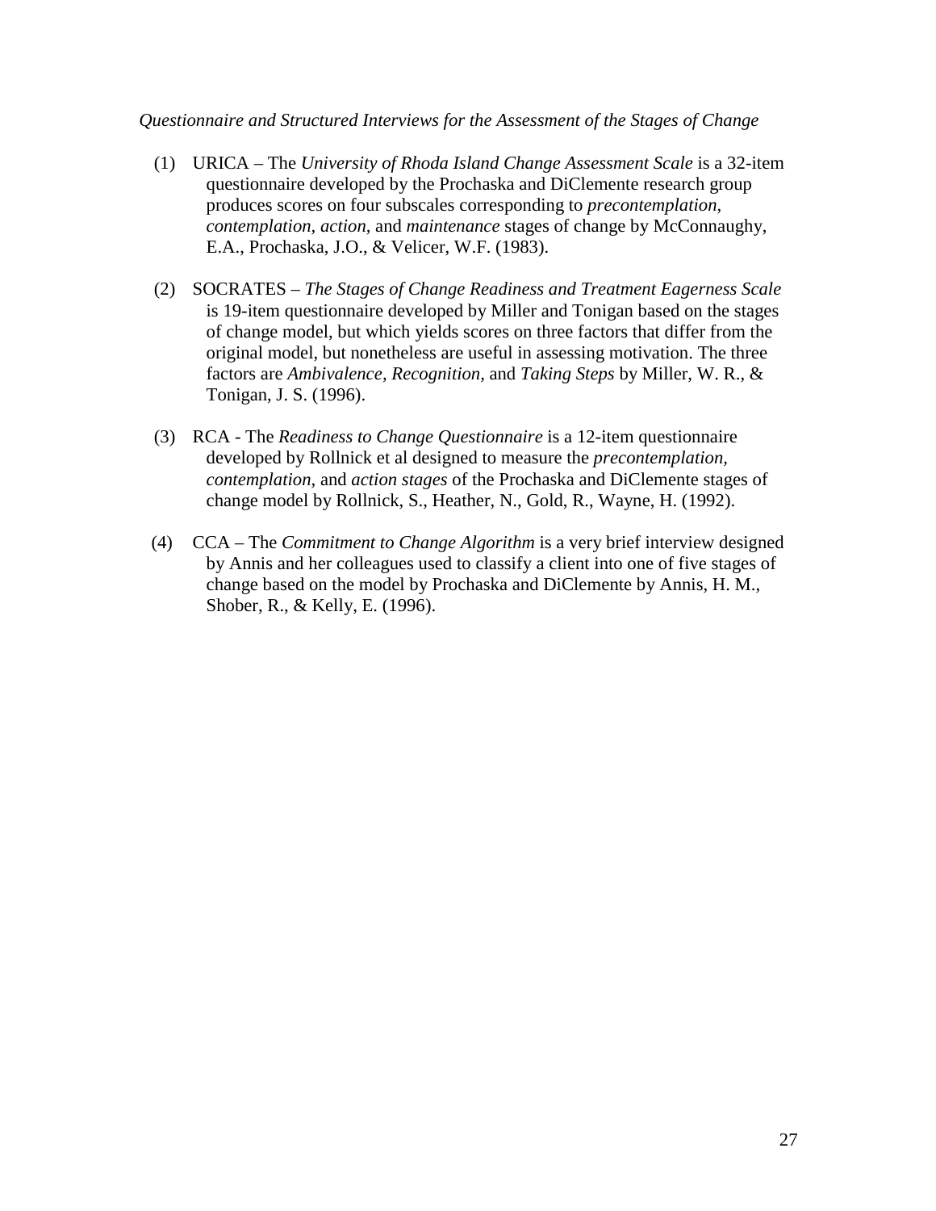*Questionnaire and Structured Interviews for the Assessment of the Stages of Change*

(1) URICA – The *University of Rhoda Island Change Assessment Scale* is a 32-item questionnaire developed by the Prochaska and DiClemente research group produces scores on four subscales corresponding to *precontemplation*, *contemplation*, *action*, and *maintenance* stages of change by McConnaughy, E.A., Prochaska, J.O., & Velicer, W.F. (1983).

(2) SOCRATES – *The Stages of Change Readiness and Treatment Eagerness Scale* is 19-item questionnaire developed by Miller and Tonigan based on the stages of change model, but which yields scores on three factors that differ from the original model, but nonetheless are useful in assessing motivation. The three factors are *Ambivalence*, *Recognition*, and *Taking Steps* by Miller, W. R., & Tonigan, J. S. (1996).

(3) RCA - The *Readiness to Change Questionnaire* is a 12-item questionnaire developed by Rollnick et al designed to measure the *precontemplation*, *contemplation*, and *action stages* of the Prochaska and DiClemente stages of change model by Rollnick, S., Heather, N., Gold, R., Wayne, H. (1992).

(4) CCA – The *Commitment to Change Algorithm* is a very brief interview designed by Annis and her colleagues used to classify a client into one of five stages of change based on the model by Prochaska and DiClemente by Annis, H. M., Shober, R., & Kelly, E. (1996).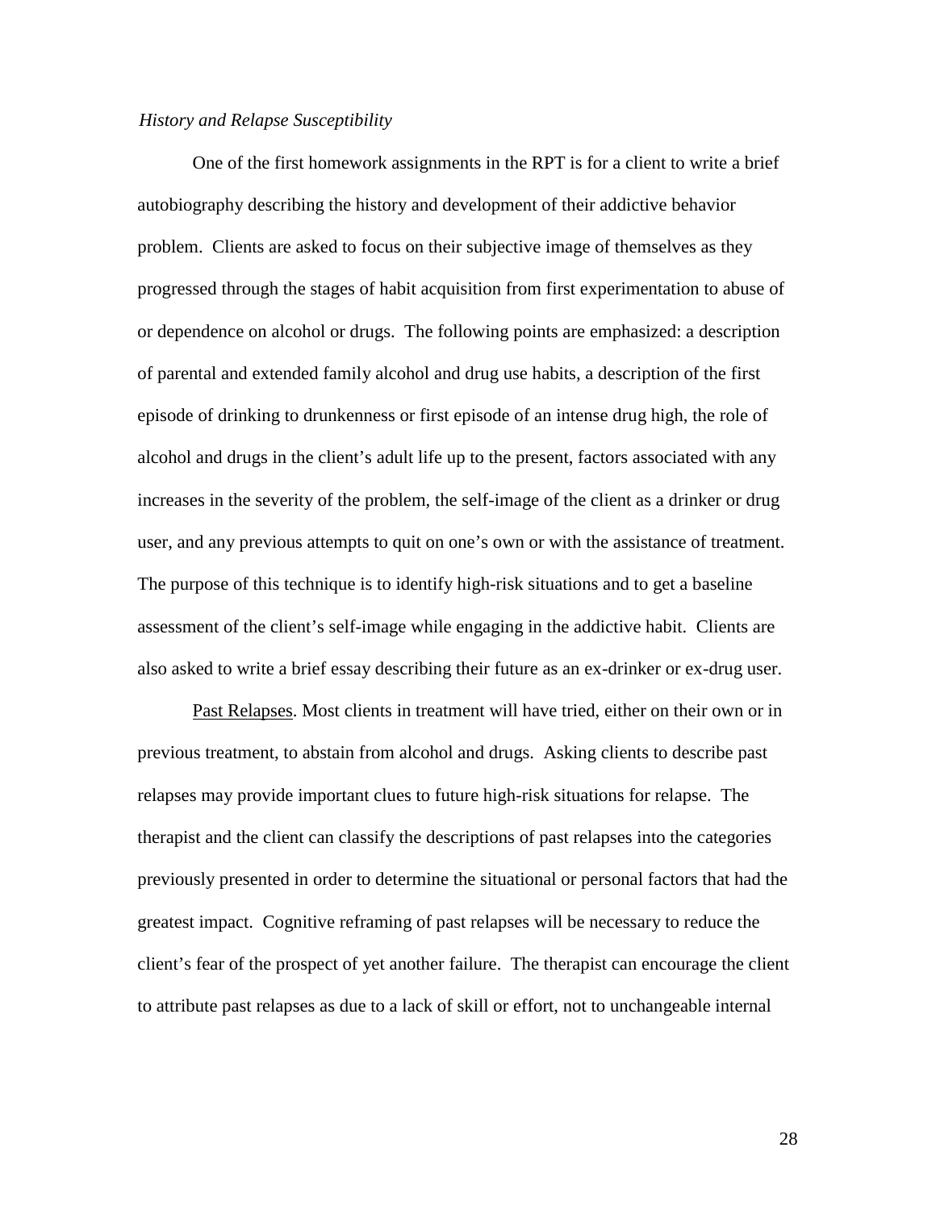*History and Relapse Susceptibility*

One of the first homework assignments in the RPT is for a client to write a brief autobiography describing the history and development of their addictive behavior problem. Clients are asked to focus on their subjective image of themselves as they progressed through the stages of habit acquisition from first experimentation to abuse of or dependence on alcohol or drugs. The following points are emphasized: a description of parental and extended family alcohol and drug use habits, a description of the first episode of drinking to drunkenness or first episode of an intense drug high, the role of alcohol and drugs in the client's adult life up to the present, factors associated with any increases in the severity of the problem, the self-image of the client as a drinker or drug user, and any previous attempts to quit on one's own or with the assistance of treatment. The purpose of this technique is to identify high-risk situations and to get a baseline assessment of the client's self-image while engaging in the addictive habit. Clients are also asked to write a brief essay describing their future as an ex-drinker or ex-drug user.

<u>Past Relapses</u>. Most clients in treatment will have tried, either on their own or in previous treatment, to abstain from alcohol and drugs. Asking clients to describe past relapses may provide important clues to future high-risk situations for relapse. The therapist and the client can classify the descriptions of past relapses into the categories previously presented in order to determine the situational or personal factors that had the greatest impact. Cognitive reframing of past relapses will be necessary to reduce the client's fear of the prospect of yet another failure. The therapist can encourage the client to attribute past relapses as due to a lack of skill or effort, not to unchangeable internal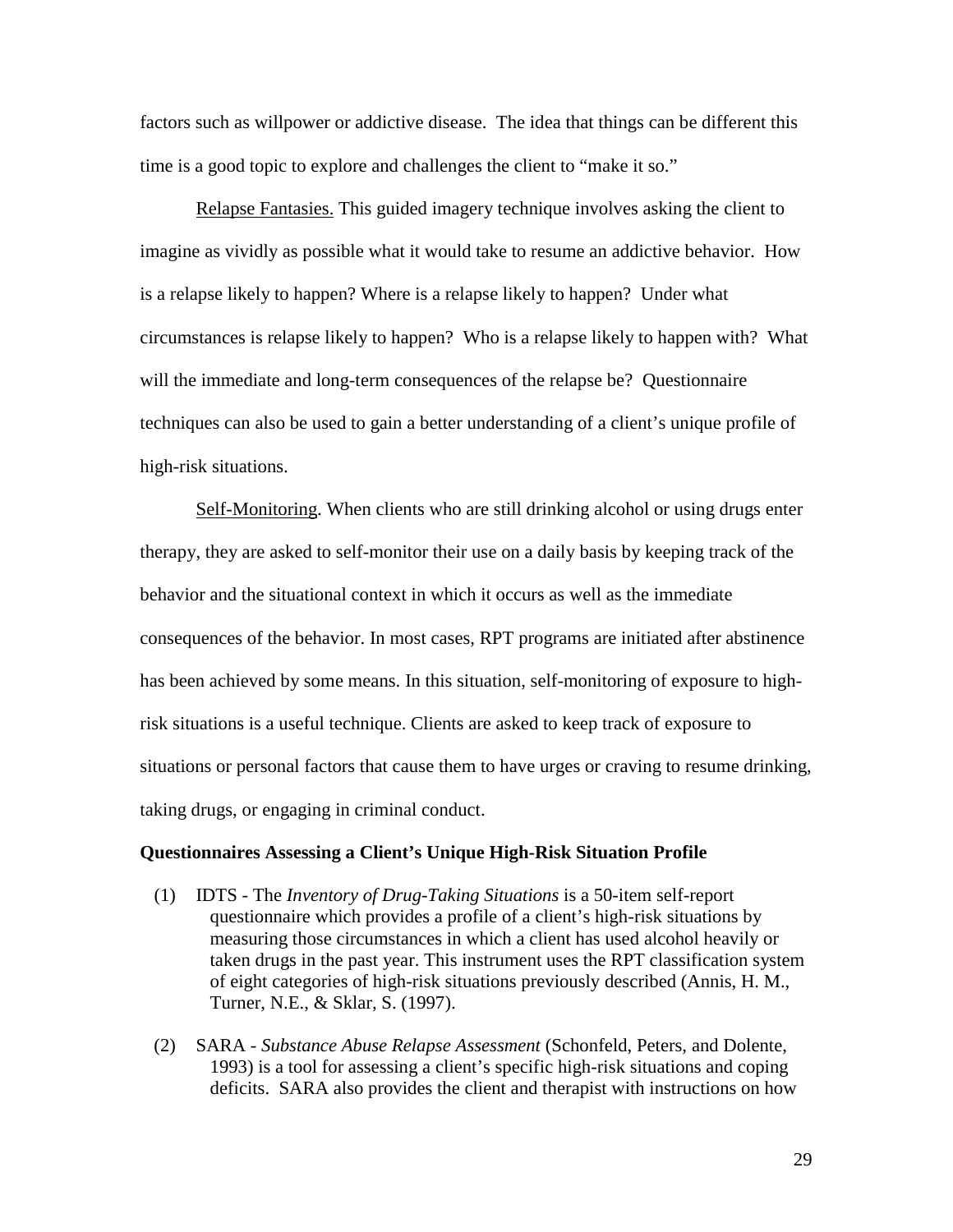factors such as willpower or addictive disease. The idea that things can be different this time is a good topic to explore and challenges the client to "make it so."

Relapse Fantasies. This guided imagery technique involves asking the client to imagine as vividly as possible what it would take to resume an addictive behavior. How is a relapse likely to happen? Where is a relapse likely to happen? Under what circumstances is relapse likely to happen? Who is a relapse likely to happen with? What will the immediate and long-term consequences of the relapse be? Questionnaire techniques can also be used to gain a better understanding of a client's unique profile of high-risk situations.

Self-Monitoring. When clients who are still drinking alcohol or using drugs enter therapy, they are asked to self-monitor their use on a daily basis by keeping track of the behavior and the situational context in which it occurs as well as the immediate consequences of the behavior. In most cases, RPT programs are initiated after abstinence has been achieved by some means. In this situation, self-monitoring of exposure to high-risk situations is a useful technique. Clients are asked to keep track of exposure to situations or personal factors that cause them to have urges or craving to resume drinking, taking drugs, or engaging in criminal conduct.

**Questionnaires Assessing a Client's Unique High-Risk Situation Profile**

(1) IDTS - The *Inventory of Drug-Taking Situations* is a 50-item self-report questionnaire which provides a profile of a client's high-risk situations by measuring those circumstances in which a client has used alcohol heavily or taken drugs in the past year. This instrument uses the RPT classification system of eight categories of high-risk situations previously described (Annis, H. M., Turner, N.E., & Sklar, S. (1997).

(2) SARA - *Substance Abuse Relapse Assessment* (Schonfeld, Peters, and Dolente, 1993) is a tool for assessing a client's specific high-risk situations and coping deficits. SARA also provides the client and therapist with instructions on how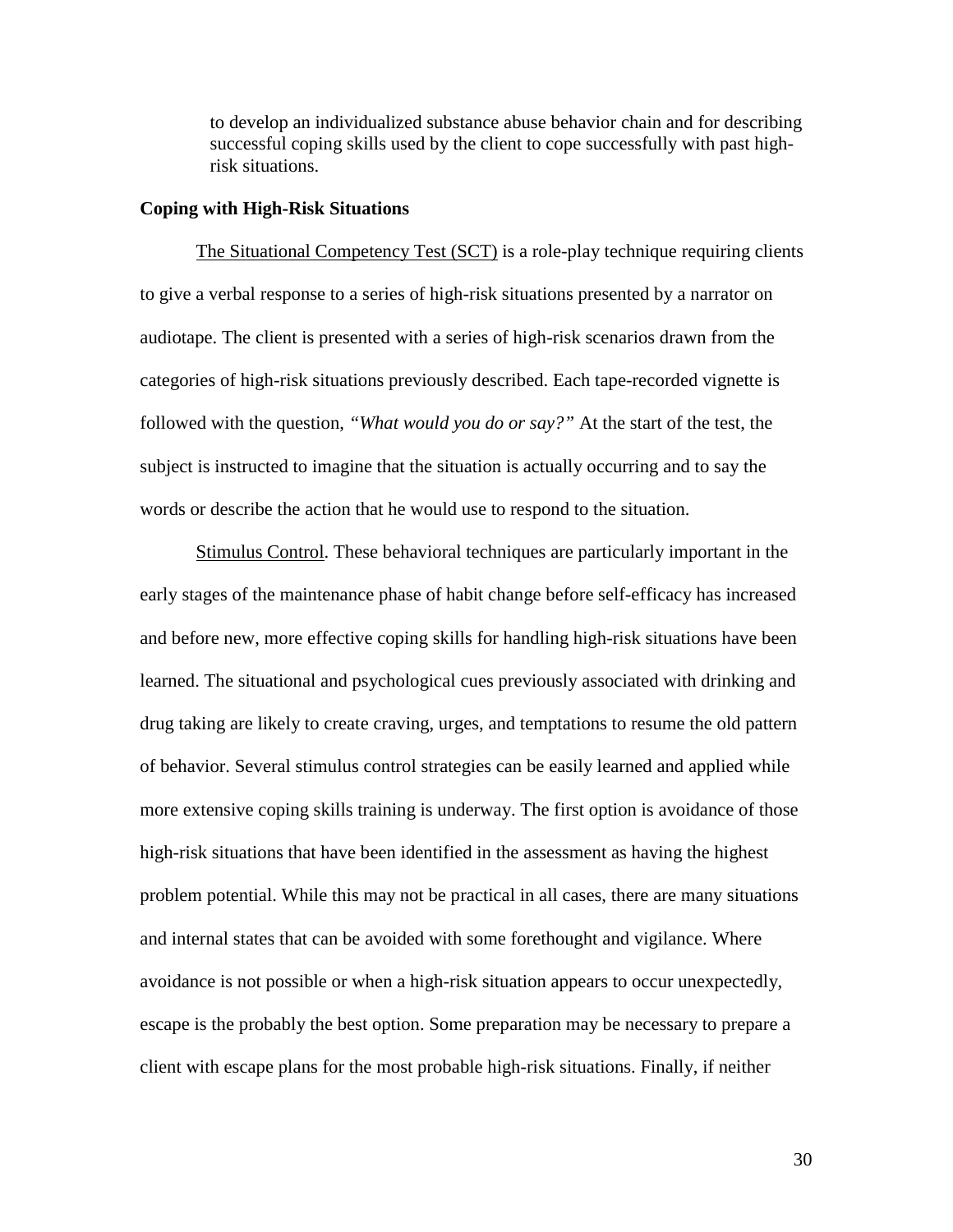to develop an individualized substance abuse behavior chain and for describing successful coping skills used by the client to cope successfully with past high-risk situations.

**Coping with High-Risk Situations**

The Situational Competency Test (SCT) is a role-play technique requiring clients to give a verbal response to a series of high-risk situations presented by a narrator on audiotape. The client is presented with a series of high-risk scenarios drawn from the categories of high-risk situations previously described. Each tape-recorded vignette is followed with the question, *"What would you do or say?"* At the start of the test, the subject is instructed to imagine that the situation is actually occurring and to say the words or describe the action that he would use to respond to the situation.

Stimulus Control. These behavioral techniques are particularly important in the early stages of the maintenance phase of habit change before self-efficacy has increased and before new, more effective coping skills for handling high-risk situations have been learned. The situational and psychological cues previously associated with drinking and drug taking are likely to create craving, urges, and temptations to resume the old pattern of behavior. Several stimulus control strategies can be easily learned and applied while more extensive coping skills training is underway. The first option is avoidance of those high-risk situations that have been identified in the assessment as having the highest problem potential. While this may not be practical in all cases, there are many situations and internal states that can be avoided with some forethought and vigilance. Where avoidance is not possible or when a high-risk situation appears to occur unexpectedly, escape is the probably the best option. Some preparation may be necessary to prepare a client with escape plans for the most probable high-risk situations. Finally, if neither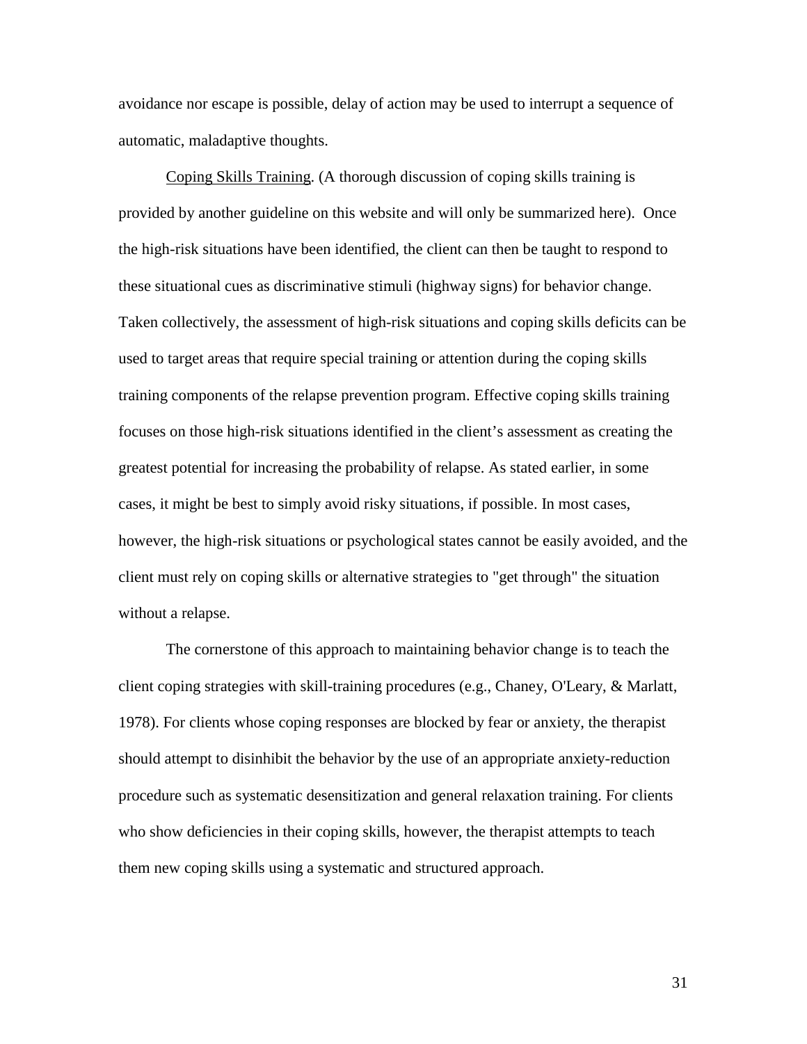avoidance nor escape is possible, delay of action may be used to interrupt a sequence of automatic, maladaptive thoughts.

Coping Skills Training. (A thorough discussion of coping skills training is provided by another guideline on this website and will only be summarized here). Once the high-risk situations have been identified, the client can then be taught to respond to these situational cues as discriminative stimuli (highway signs) for behavior change. Taken collectively, the assessment of high-risk situations and coping skills deficits can be used to target areas that require special training or attention during the coping skills training components of the relapse prevention program. Effective coping skills training focuses on those high-risk situations identified in the client's assessment as creating the greatest potential for increasing the probability of relapse. As stated earlier, in some cases, it might be best to simply avoid risky situations, if possible. In most cases, however, the high-risk situations or psychological states cannot be easily avoided, and the client must rely on coping skills or alternative strategies to "get through" the situation without a relapse.

The cornerstone of this approach to maintaining behavior change is to teach the client coping strategies with skill-training procedures (e.g., Chaney, O'Leary, & Marlatt, 1978). For clients whose coping responses are blocked by fear or anxiety, the therapist should attempt to disinhibit the behavior by the use of an appropriate anxiety-reduction procedure such as systematic desensitization and general relaxation training. For clients who show deficiencies in their coping skills, however, the therapist attempts to teach them new coping skills using a systematic and structured approach.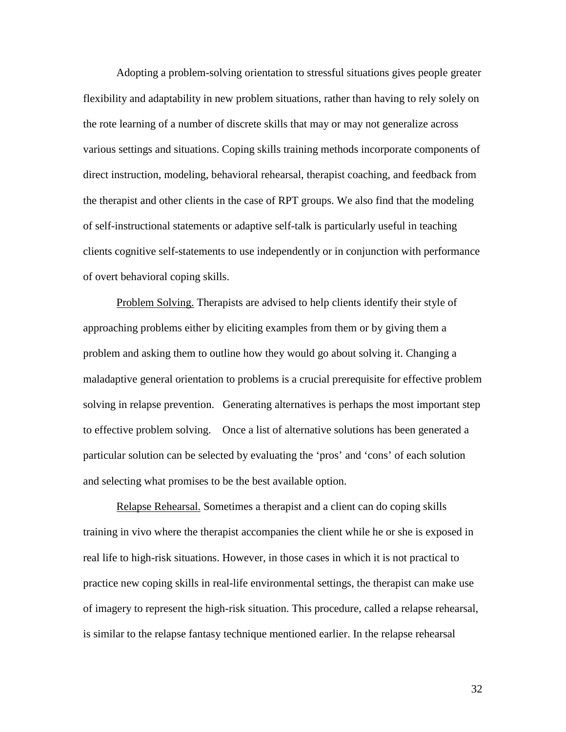Adopting a problem-solving orientation to stressful situations gives people greater flexibility and adaptability in new problem situations, rather than having to rely solely on the rote learning of a number of discrete skills that may or may not generalize across various settings and situations. Coping skills training methods incorporate components of direct instruction, modeling, behavioral rehearsal, therapist coaching, and feedback from the therapist and other clients in the case of RPT groups. We also find that the modeling of self-instructional statements or adaptive self-talk is particularly useful in teaching clients cognitive self-statements to use independently or in conjunction with performance of overt behavioral coping skills.

<u>Problem Solving.</u> Therapists are advised to help clients identify their style of approaching problems either by eliciting examples from them or by giving them a problem and asking them to outline how they would go about solving it. Changing a maladaptive general orientation to problems is a crucial prerequisite for effective problem solving in relapse prevention. Generating alternatives is perhaps the most important step to effective problem solving. Once a list of alternative solutions has been generated a particular solution can be selected by evaluating the 'pros' and 'cons' of each solution and selecting what promises to be the best available option.

<u>Relapse Rehearsal.</u> Sometimes a therapist and a client can do coping skills training in vivo where the therapist accompanies the client while he or she is exposed in real life to high-risk situations. However, in those cases in which it is not practical to practice new coping skills in real-life environmental settings, the therapist can make use of imagery to represent the high-risk situation. This procedure, called a relapse rehearsal, is similar to the relapse fantasy technique mentioned earlier. In the relapse rehearsal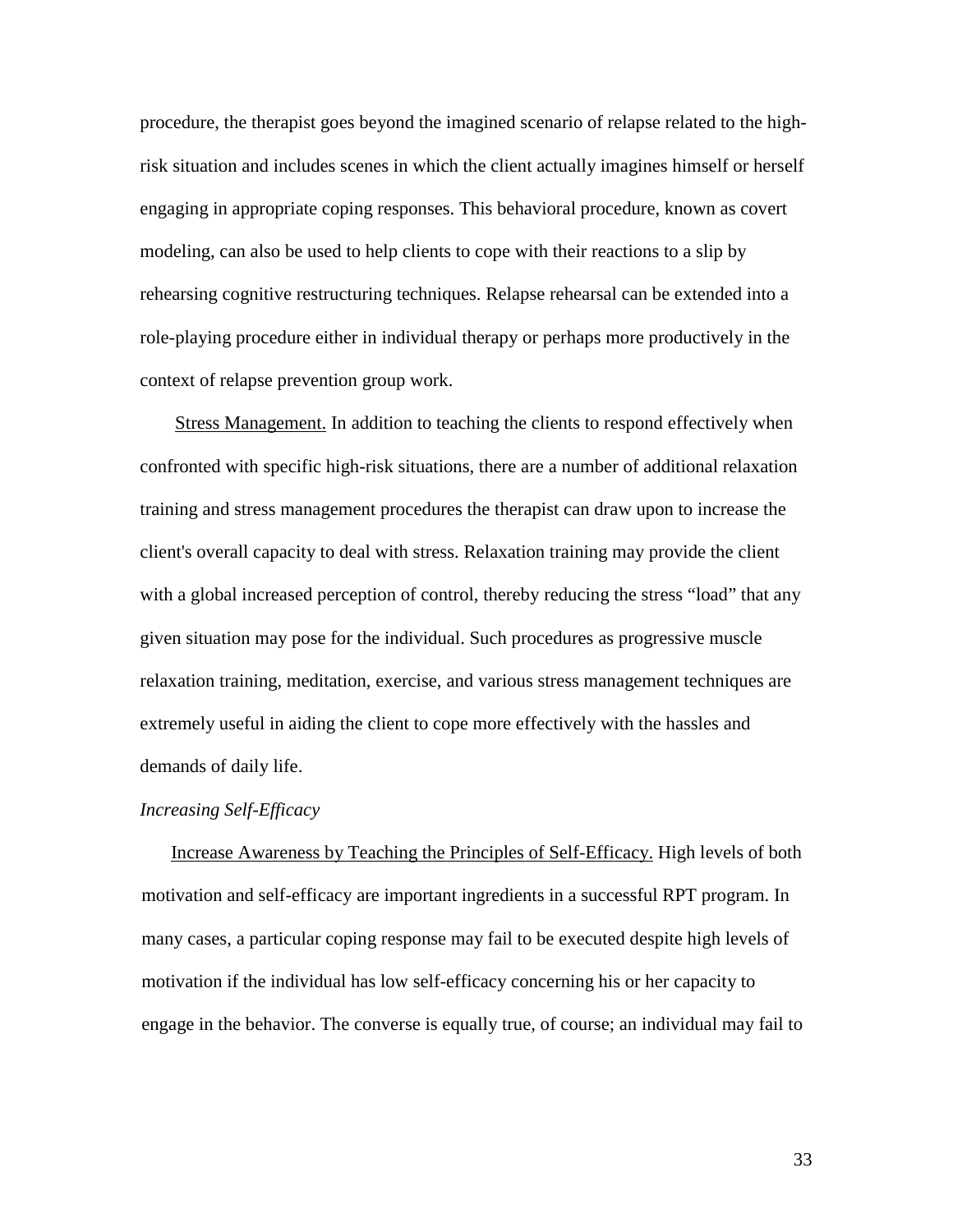procedure, the therapist goes beyond the imagined scenario of relapse related to the high-risk situation and includes scenes in which the client actually imagines himself or herself engaging in appropriate coping responses. This behavioral procedure, known as covert modeling, can also be used to help clients to cope with their reactions to a slip by rehearsing cognitive restructuring techniques. Relapse rehearsal can be extended into a role-playing procedure either in individual therapy or perhaps more productively in the context of relapse prevention group work.

<u>Stress Management.</u> In addition to teaching the clients to respond effectively when confronted with specific high-risk situations, there are a number of additional relaxation training and stress management procedures the therapist can draw upon to increase the client's overall capacity to deal with stress. Relaxation training may provide the client with a global increased perception of control, thereby reducing the stress "load" that any given situation may pose for the individual. Such procedures as progressive muscle relaxation training, meditation, exercise, and various stress management techniques are extremely useful in aiding the client to cope more effectively with the hassles and demands of daily life.

*Increasing Self-Efficacy*

<u>Increase Awareness by Teaching the Principles of Self-Efficacy.</u> High levels of both motivation and self-efficacy are important ingredients in a successful RPT program. In many cases, a particular coping response may fail to be executed despite high levels of motivation if the individual has low self-efficacy concerning his or her capacity to engage in the behavior. The converse is equally true, of course; an individual may fail to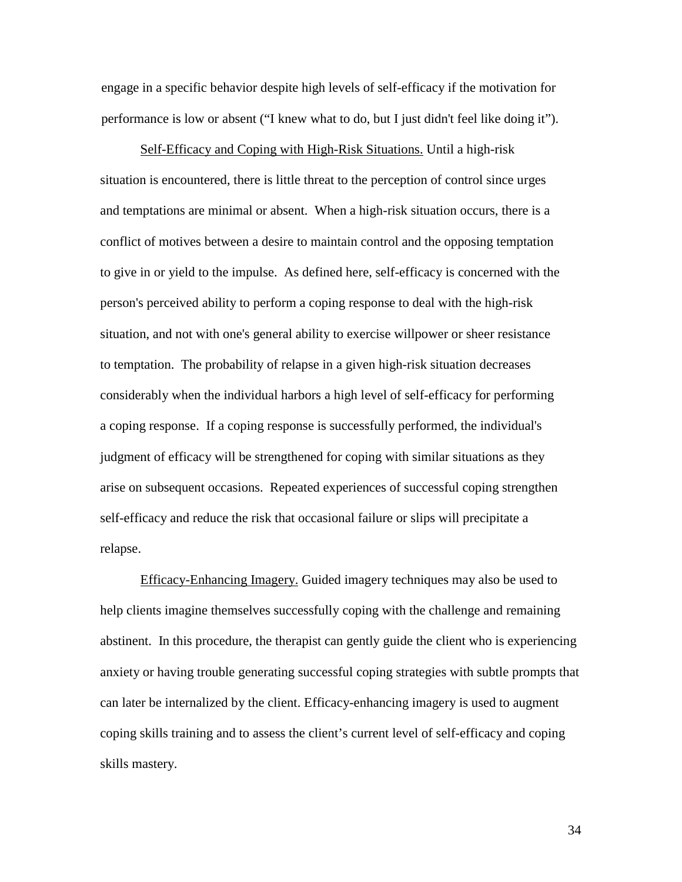engage in a specific behavior despite high levels of self-efficacy if the motivation for performance is low or absent ("I knew what to do, but I just didn't feel like doing it").

<u>Self-Efficacy and Coping with High-Risk Situations.</u> Until a high-risk situation is encountered, there is little threat to the perception of control since urges and temptations are minimal or absent. When a high-risk situation occurs, there is a conflict of motives between a desire to maintain control and the opposing temptation to give in or yield to the impulse. As defined here, self-efficacy is concerned with the person's perceived ability to perform a coping response to deal with the high-risk situation, and not with one's general ability to exercise willpower or sheer resistance to temptation. The probability of relapse in a given high-risk situation decreases considerably when the individual harbors a high level of self-efficacy for performing a coping response. If a coping response is successfully performed, the individual's judgment of efficacy will be strengthened for coping with similar situations as they arise on subsequent occasions. Repeated experiences of successful coping strengthen self-efficacy and reduce the risk that occasional failure or slips will precipitate a relapse.

<u>Efficacy-Enhancing Imagery.</u> Guided imagery techniques may also be used to help clients imagine themselves successfully coping with the challenge and remaining abstinent. In this procedure, the therapist can gently guide the client who is experiencing anxiety or having trouble generating successful coping strategies with subtle prompts that can later be internalized by the client. Efficacy-enhancing imagery is used to augment coping skills training and to assess the client's current level of self-efficacy and coping skills mastery.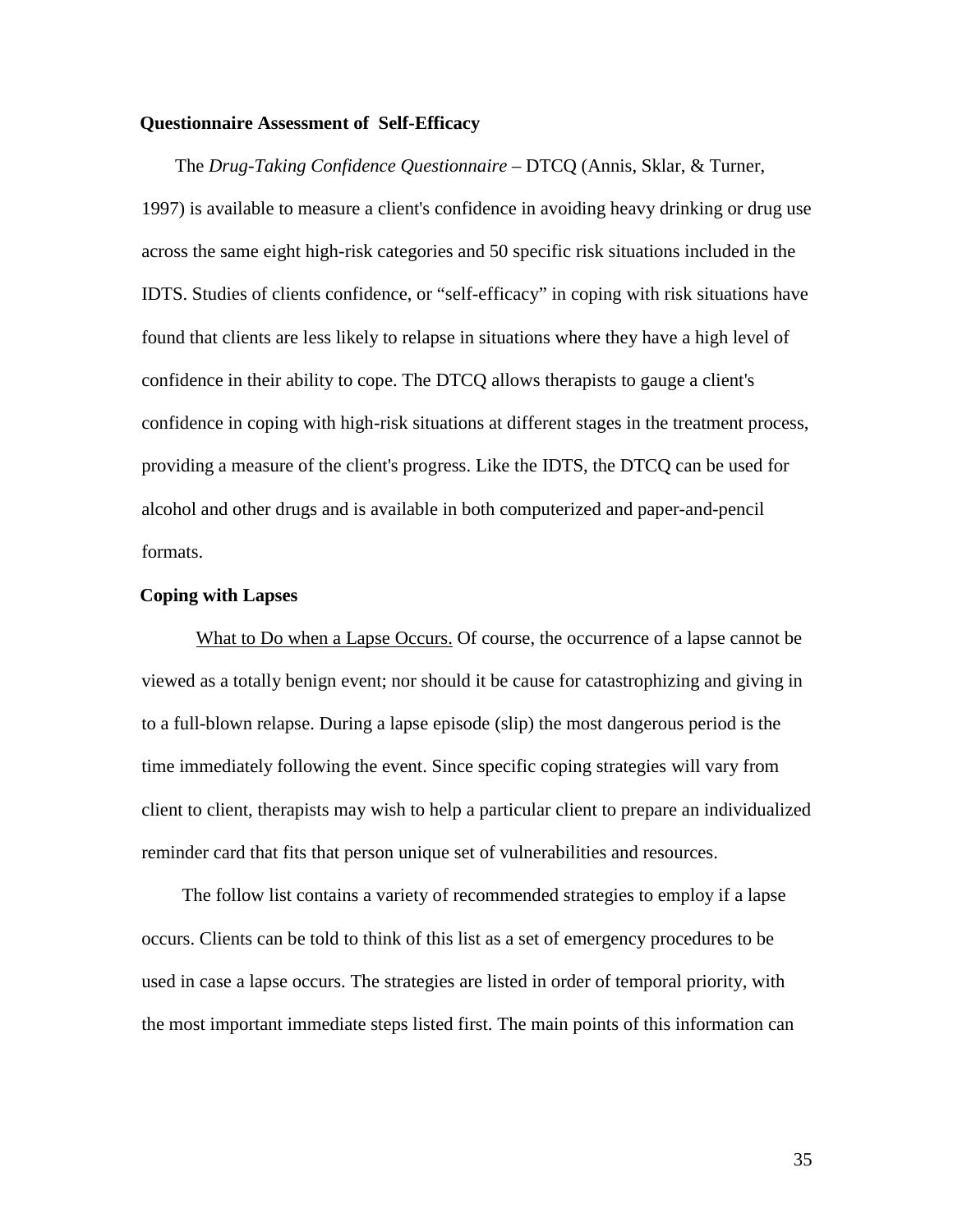### Questionnaire Assessment of Self-Efficacy

The *Drug-Taking Confidence Questionnaire* – DTCQ (Annis, Sklar, & Turner, 1997) is available to measure a client's confidence in avoiding heavy drinking or drug use across the same eight high-risk categories and 50 specific risk situations included in the IDTS. Studies of clients confidence, or "self-efficacy" in coping with risk situations have found that clients are less likely to relapse in situations where they have a high level of confidence in their ability to cope. The DTCQ allows therapists to gauge a client's confidence in coping with high-risk situations at different stages in the treatment process, providing a measure of the client's progress. Like the IDTS, the DTCQ can be used for alcohol and other drugs and is available in both computerized and paper-and-pencil formats.

### Coping with Lapses

What to Do when a Lapse Occurs. Of course, the occurrence of a lapse cannot be viewed as a totally benign event; nor should it be cause for catastrophizing and giving in to a full-blown relapse. During a lapse episode (slip) the most dangerous period is the time immediately following the event. Since specific coping strategies will vary from client to client, therapists may wish to help a particular client to prepare an individualized reminder card that fits that person unique set of vulnerabilities and resources.

The follow list contains a variety of recommended strategies to employ if a lapse occurs. Clients can be told to think of this list as a set of emergency procedures to be used in case a lapse occurs. The strategies are listed in order of temporal priority, with the most important immediate steps listed first. The main points of this information can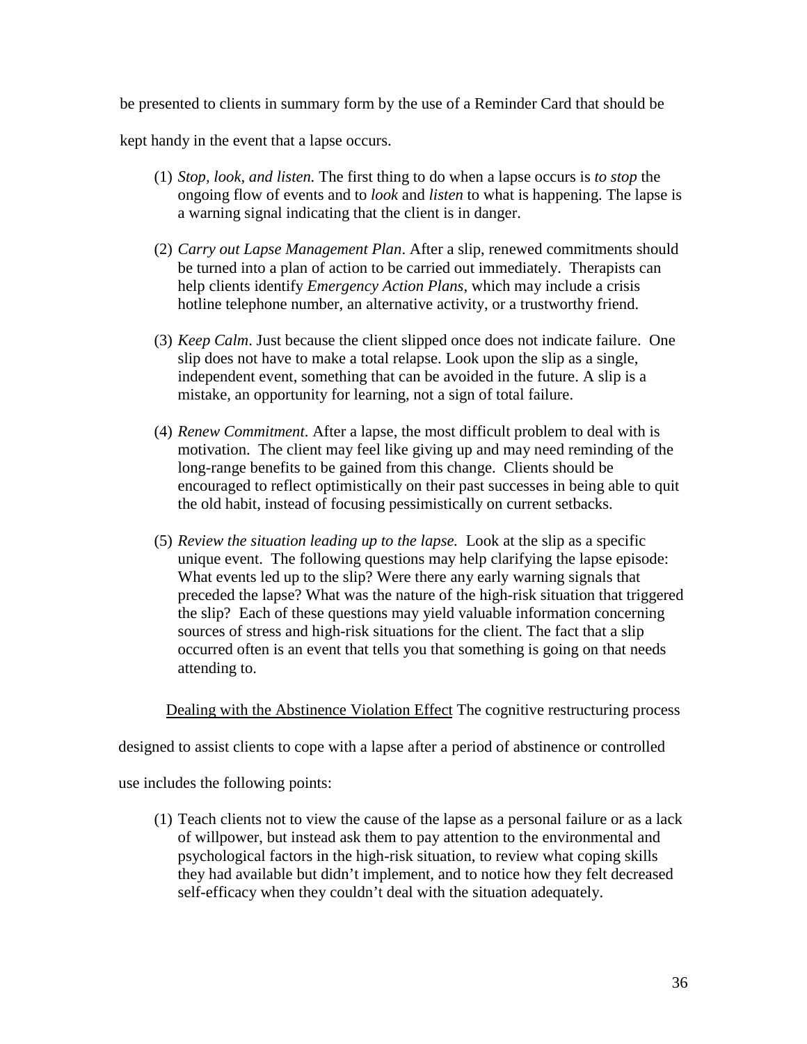be presented to clients in summary form by the use of a Reminder Card that should be kept handy in the event that a lapse occurs.

(1) *Stop, look, and listen.* The first thing to do when a lapse occurs is *to stop* the ongoing flow of events and to *look* and *listen* to what is happening. The lapse is a warning signal indicating that the client is in danger.

(2) *Carry out Lapse Management Plan*. After a slip, renewed commitments should be turned into a plan of action to be carried out immediately. Therapists can help clients identify *Emergency Action Plans*, which may include a crisis hotline telephone number, an alternative activity, or a trustworthy friend.

(3) *Keep Calm*. Just because the client slipped once does not indicate failure. One slip does not have to make a total relapse. Look upon the slip as a single, independent event, something that can be avoided in the future. A slip is a mistake, an opportunity for learning, not a sign of total failure.

(4) *Renew Commitment*. After a lapse, the most difficult problem to deal with is motivation. The client may feel like giving up and may need reminding of the long-range benefits to be gained from this change. Clients should be encouraged to reflect optimistically on their past successes in being able to quit the old habit, instead of focusing pessimistically on current setbacks.

(5) *Review the situation leading up to the lapse.* Look at the slip as a specific unique event. The following questions may help clarifying the lapse episode: What events led up to the slip? Were there any early warning signals that preceded the lapse? What was the nature of the high-risk situation that triggered the slip? Each of these questions may yield valuable information concerning sources of stress and high-risk situations for the client. The fact that a slip occurred often is an event that tells you that something is going on that needs attending to.

<u>Dealing with the Abstinence Violation Effect</u> The cognitive restructuring process designed to assist clients to cope with a lapse after a period of abstinence or controlled use includes the following points:

(1) Teach clients not to view the cause of the lapse as a personal failure or as a lack of willpower, but instead ask them to pay attention to the environmental and psychological factors in the high-risk situation, to review what coping skills they had available but didn't implement, and to notice how they felt decreased self-efficacy when they couldn't deal with the situation adequately.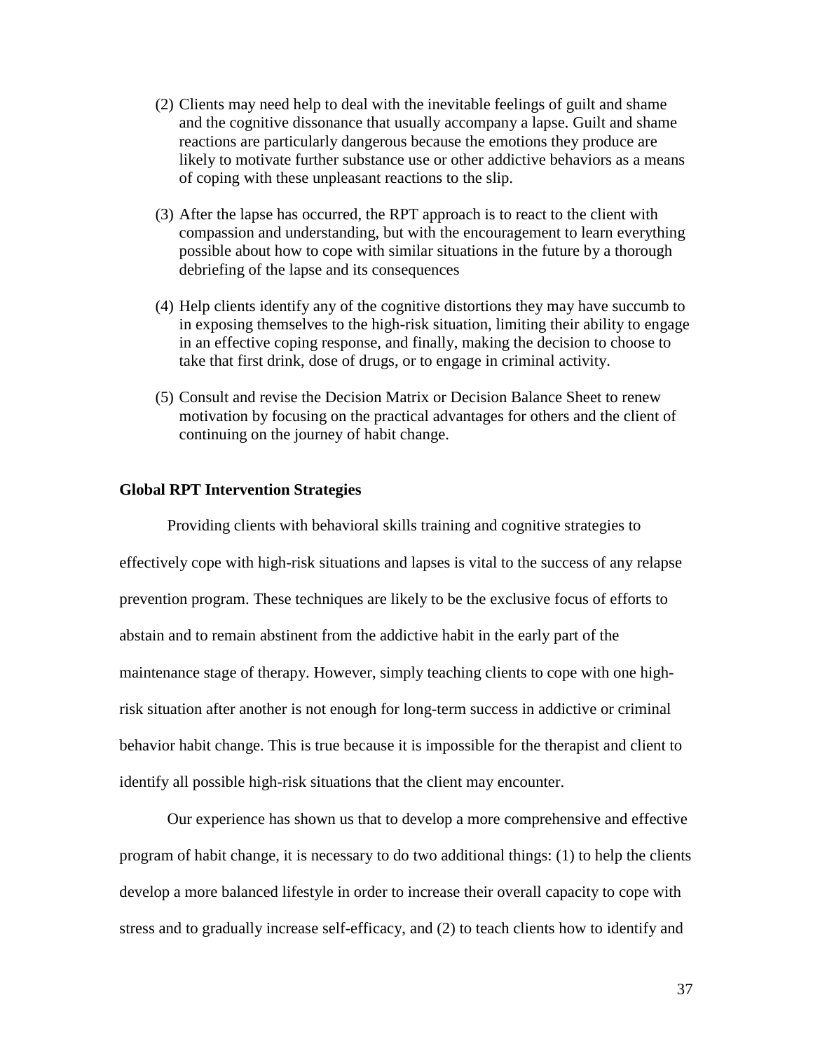(2) Clients may need help to deal with the inevitable feelings of guilt and shame and the cognitive dissonance that usually accompany a lapse. Guilt and shame reactions are particularly dangerous because the emotions they produce are likely to motivate further substance use or other addictive behaviors as a means of coping with these unpleasant reactions to the slip.

(3) After the lapse has occurred, the RPT approach is to react to the client with compassion and understanding, but with the encouragement to learn everything possible about how to cope with similar situations in the future by a thorough debriefing of the lapse and its consequences

(4) Help clients identify any of the cognitive distortions they may have succumb to in exposing themselves to the high-risk situation, limiting their ability to engage in an effective coping response, and finally, making the decision to choose to take that first drink, dose of drugs, or to engage in criminal activity.

(5) Consult and revise the Decision Matrix or Decision Balance Sheet to renew motivation by focusing on the practical advantages for others and the client of continuing on the journey of habit change.

**Global RPT Intervention Strategies**

Providing clients with behavioral skills training and cognitive strategies to effectively cope with high-risk situations and lapses is vital to the success of any relapse prevention program. These techniques are likely to be the exclusive focus of efforts to abstain and to remain abstinent from the addictive habit in the early part of the maintenance stage of therapy. However, simply teaching clients to cope with one high-risk situation after another is not enough for long-term success in addictive or criminal behavior habit change. This is true because it is impossible for the therapist and client to identify all possible high-risk situations that the client may encounter.

Our experience has shown us that to develop a more comprehensive and effective program of habit change, it is necessary to do two additional things: (1) to help the clients develop a more balanced lifestyle in order to increase their overall capacity to cope with stress and to gradually increase self-efficacy, and (2) to teach clients how to identify and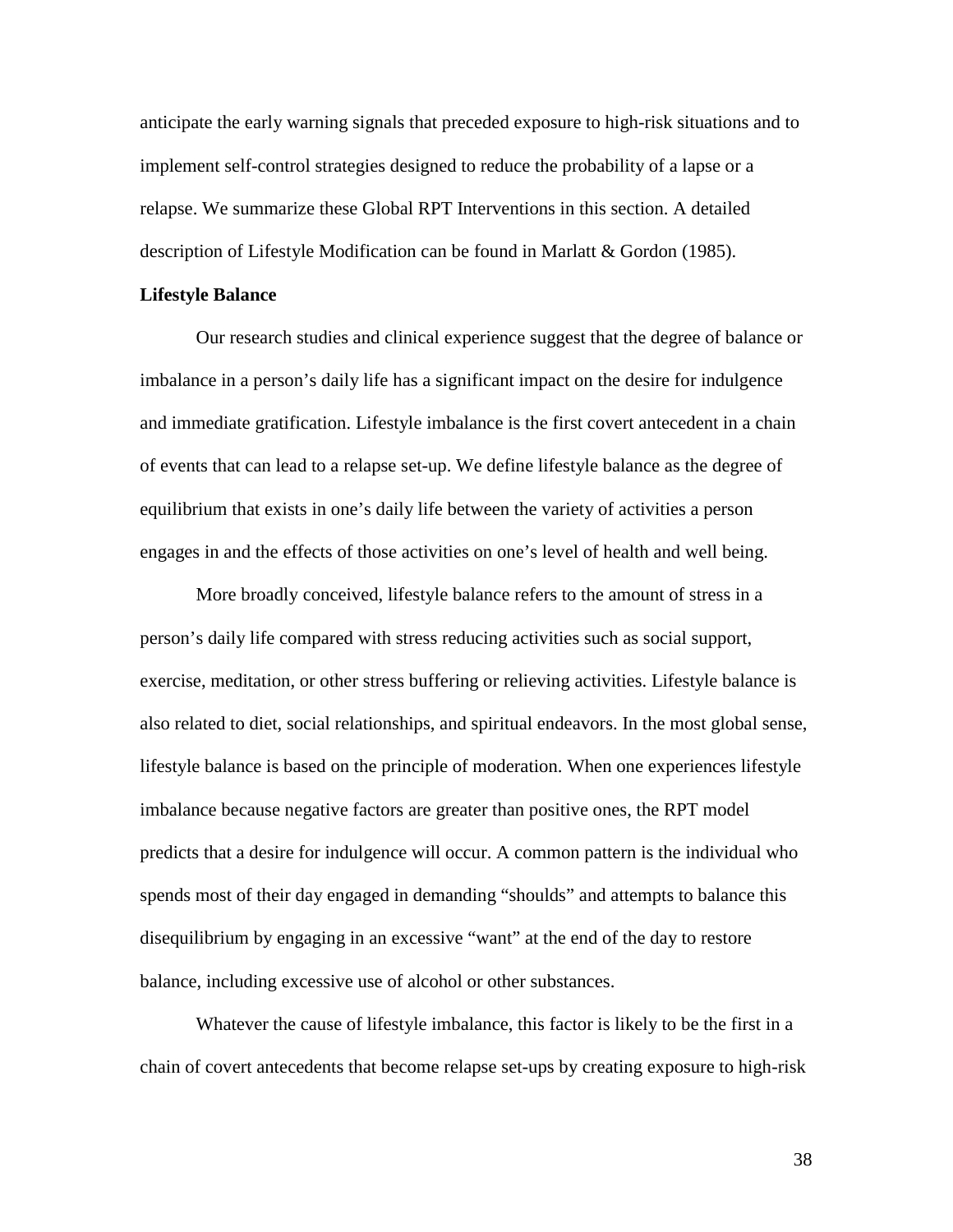anticipate the early warning signals that preceded exposure to high-risk situations and to implement self-control strategies designed to reduce the probability of a lapse or a relapse. We summarize these Global RPT Interventions in this section. A detailed description of Lifestyle Modification can be found in Marlatt & Gordon (1985).

**Lifestyle Balance**

Our research studies and clinical experience suggest that the degree of balance or imbalance in a person's daily life has a significant impact on the desire for indulgence and immediate gratification. Lifestyle imbalance is the first covert antecedent in a chain of events that can lead to a relapse set-up. We define lifestyle balance as the degree of equilibrium that exists in one's daily life between the variety of activities a person engages in and the effects of those activities on one's level of health and well being.

More broadly conceived, lifestyle balance refers to the amount of stress in a person's daily life compared with stress reducing activities such as social support, exercise, meditation, or other stress buffering or relieving activities. Lifestyle balance is also related to diet, social relationships, and spiritual endeavors. In the most global sense, lifestyle balance is based on the principle of moderation. When one experiences lifestyle imbalance because negative factors are greater than positive ones, the RPT model predicts that a desire for indulgence will occur. A common pattern is the individual who spends most of their day engaged in demanding "shoulds" and attempts to balance this disequilibrium by engaging in an excessive "want" at the end of the day to restore balance, including excessive use of alcohol or other substances.

Whatever the cause of lifestyle imbalance, this factor is likely to be the first in a chain of covert antecedents that become relapse set-ups by creating exposure to high-risk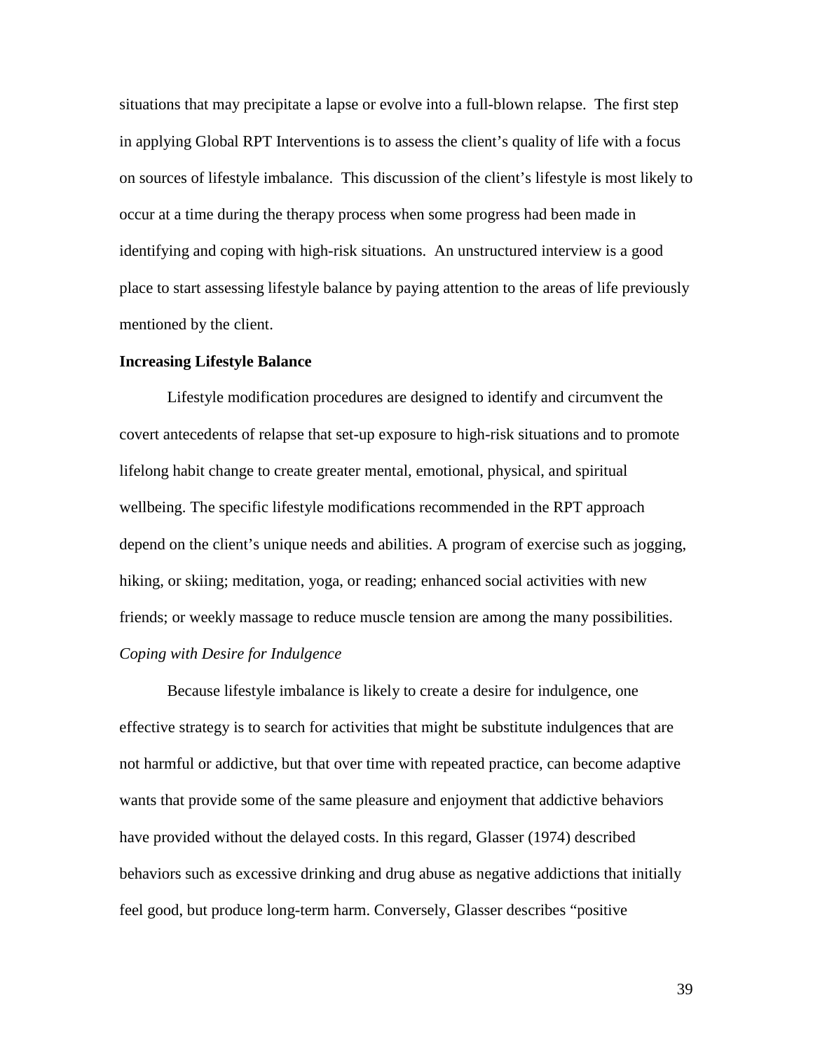situations that may precipitate a lapse or evolve into a full-blown relapse. The first step in applying Global RPT Interventions is to assess the client's quality of life with a focus on sources of lifestyle imbalance. This discussion of the client's lifestyle is most likely to occur at a time during the therapy process when some progress had been made in identifying and coping with high-risk situations. An unstructured interview is a good place to start assessing lifestyle balance by paying attention to the areas of life previously mentioned by the client.

**Increasing Lifestyle Balance**

Lifestyle modification procedures are designed to identify and circumvent the covert antecedents of relapse that set-up exposure to high-risk situations and to promote lifelong habit change to create greater mental, emotional, physical, and spiritual wellbeing. The specific lifestyle modifications recommended in the RPT approach depend on the client's unique needs and abilities. A program of exercise such as jogging, hiking, or skiing; meditation, yoga, or reading; enhanced social activities with new friends; or weekly massage to reduce muscle tension are among the many possibilities.

*Coping with Desire for Indulgence*

Because lifestyle imbalance is likely to create a desire for indulgence, one effective strategy is to search for activities that might be substitute indulgences that are not harmful or addictive, but that over time with repeated practice, can become adaptive wants that provide some of the same pleasure and enjoyment that addictive behaviors have provided without the delayed costs. In this regard, Glasser (1974) described behaviors such as excessive drinking and drug abuse as negative addictions that initially feel good, but produce long-term harm. Conversely, Glasser describes "positive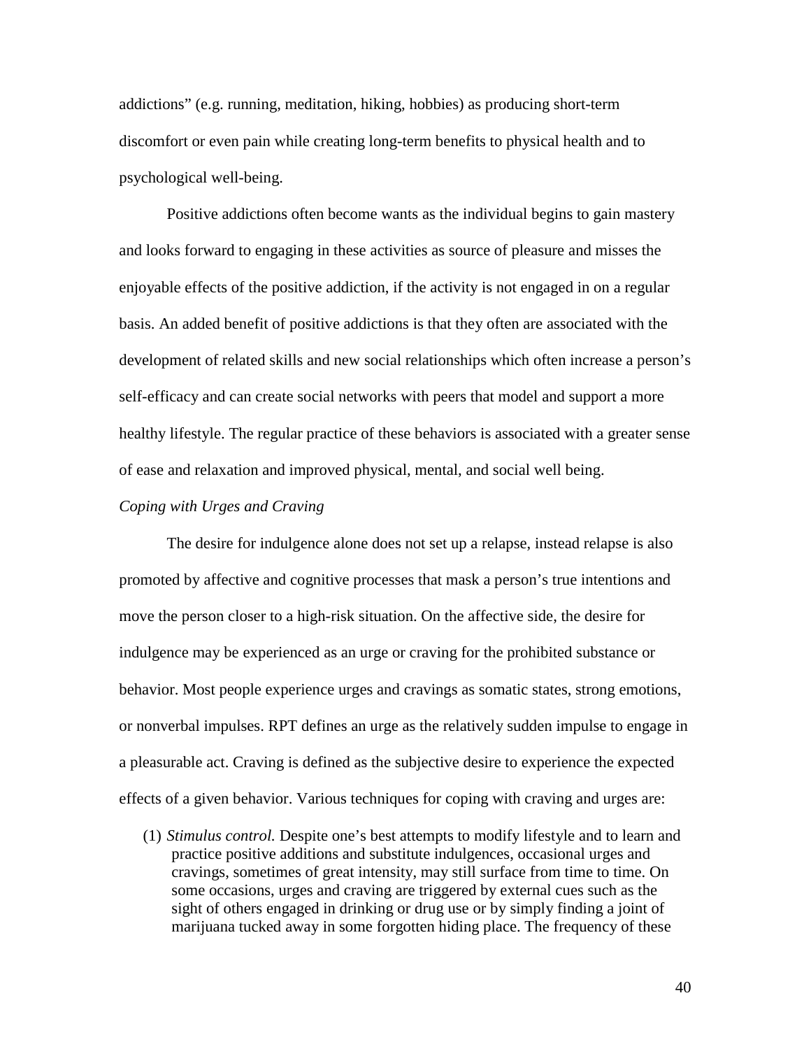addictions" (e.g. running, meditation, hiking, hobbies) as producing short-term discomfort or even pain while creating long-term benefits to physical health and to psychological well-being.

Positive addictions often become wants as the individual begins to gain mastery and looks forward to engaging in these activities as source of pleasure and misses the enjoyable effects of the positive addiction, if the activity is not engaged in on a regular basis. An added benefit of positive addictions is that they often are associated with the development of related skills and new social relationships which often increase a person's self-efficacy and can create social networks with peers that model and support a more healthy lifestyle. The regular practice of these behaviors is associated with a greater sense of ease and relaxation and improved physical, mental, and social well being.

*Coping with Urges and Craving*

The desire for indulgence alone does not set up a relapse, instead relapse is also promoted by affective and cognitive processes that mask a person's true intentions and move the person closer to a high-risk situation. On the affective side, the desire for indulgence may be experienced as an urge or craving for the prohibited substance or behavior. Most people experience urges and cravings as somatic states, strong emotions, or nonverbal impulses. RPT defines an urge as the relatively sudden impulse to engage in a pleasurable act. Craving is defined as the subjective desire to experience the expected effects of a given behavior. Various techniques for coping with craving and urges are:

(1) *Stimulus control.* Despite one's best attempts to modify lifestyle and to learn and practice positive additions and substitute indulgences, occasional urges and cravings, sometimes of great intensity, may still surface from time to time. On some occasions, urges and craving are triggered by external cues such as the sight of others engaged in drinking or drug use or by simply finding a joint of marijuana tucked away in some forgotten hiding place. The frequency of these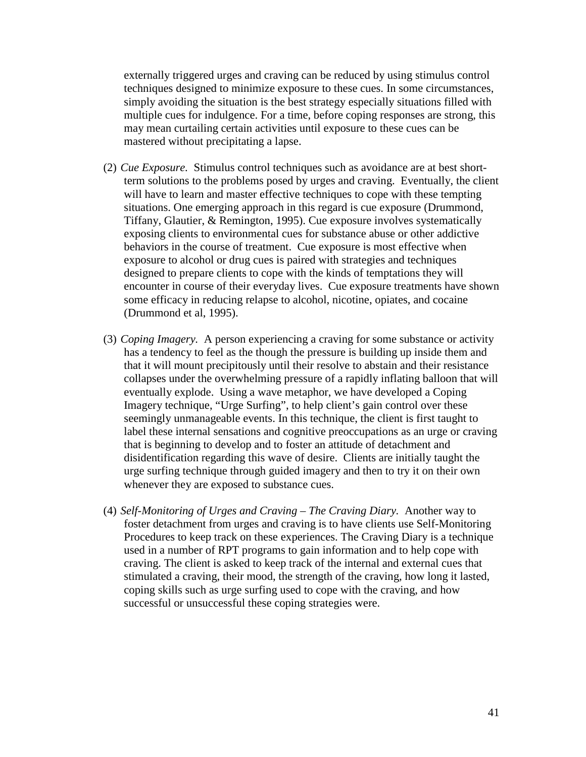externally triggered urges and craving can be reduced by using stimulus control techniques designed to minimize exposure to these cues. In some circumstances, simply avoiding the situation is the best strategy especially situations filled with multiple cues for indulgence. For a time, before coping responses are strong, this may mean curtailing certain activities until exposure to these cues can be mastered without precipitating a lapse.

(2) *Cue Exposure*. Stimulus control techniques such as avoidance are at best short-term solutions to the problems posed by urges and craving. Eventually, the client will have to learn and master effective techniques to cope with these tempting situations. One emerging approach in this regard is cue exposure (Drummond, Tiffany, Glautier, & Remington, 1995). Cue exposure involves systematically exposing clients to environmental cues for substance abuse or other addictive behaviors in the course of treatment. Cue exposure is most effective when exposure to alcohol or drug cues is paired with strategies and techniques designed to prepare clients to cope with the kinds of temptations they will encounter in course of their everyday lives. Cue exposure treatments have shown some efficacy in reducing relapse to alcohol, nicotine, opiates, and cocaine (Drummond et al, 1995).

(3) *Coping Imagery*. A person experiencing a craving for some substance or activity has a tendency to feel as the though the pressure is building up inside them and that it will mount precipitously until their resolve to abstain and their resistance collapses under the overwhelming pressure of a rapidly inflating balloon that will eventually explode. Using a wave metaphor, we have developed a Coping Imagery technique, "Urge Surfing", to help client's gain control over these seemingly unmanageable events. In this technique, the client is first taught to label these internal sensations and cognitive preoccupations as an urge or craving that is beginning to develop and to foster an attitude of detachment and disidentification regarding this wave of desire. Clients are initially taught the urge surfing technique through guided imagery and then to try it on their own whenever they are exposed to substance cues.

(4) *Self-Monitoring of Urges and Craving – The Craving Diary*. Another way to foster detachment from urges and craving is to have clients use Self-Monitoring Procedures to keep track on these experiences. The Craving Diary is a technique used in a number of RPT programs to gain information and to help cope with craving. The client is asked to keep track of the internal and external cues that stimulated a craving, their mood, the strength of the craving, how long it lasted, coping skills such as urge surfing used to cope with the craving, and how successful or unsuccessful these coping strategies were.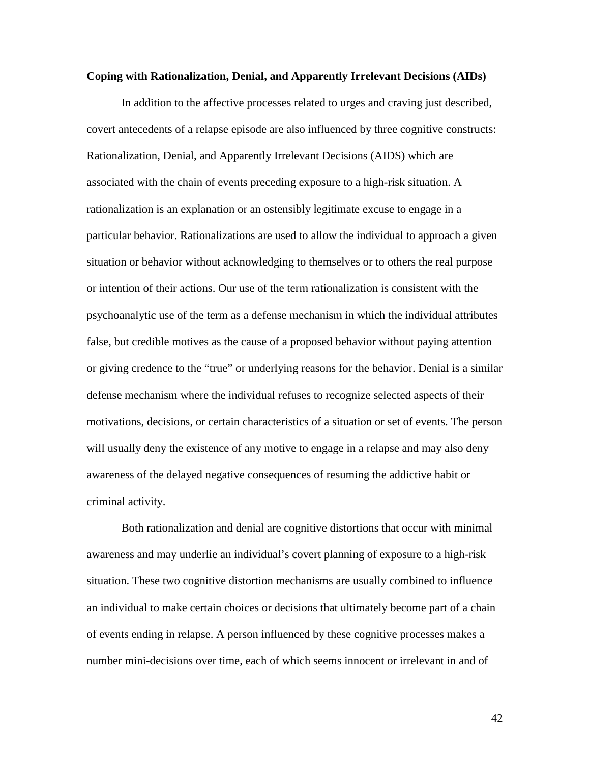**Coping with Rationalization, Denial, and Apparently Irrelevant Decisions (AIDs)**

In addition to the affective processes related to urges and craving just described, covert antecedents of a relapse episode are also influenced by three cognitive constructs: Rationalization, Denial, and Apparently Irrelevant Decisions (AIDS) which are associated with the chain of events preceding exposure to a high-risk situation. A rationalization is an explanation or an ostensibly legitimate excuse to engage in a particular behavior. Rationalizations are used to allow the individual to approach a given situation or behavior without acknowledging to themselves or to others the real purpose or intention of their actions. Our use of the term rationalization is consistent with the psychoanalytic use of the term as a defense mechanism in which the individual attributes false, but credible motives as the cause of a proposed behavior without paying attention or giving credence to the "true" or underlying reasons for the behavior. Denial is a similar defense mechanism where the individual refuses to recognize selected aspects of their motivations, decisions, or certain characteristics of a situation or set of events. The person will usually deny the existence of any motive to engage in a relapse and may also deny awareness of the delayed negative consequences of resuming the addictive habit or criminal activity.

Both rationalization and denial are cognitive distortions that occur with minimal awareness and may underlie an individual's covert planning of exposure to a high-risk situation. These two cognitive distortion mechanisms are usually combined to influence an individual to make certain choices or decisions that ultimately become part of a chain of events ending in relapse. A person influenced by these cognitive processes makes a number mini-decisions over time, each of which seems innocent or irrelevant in and of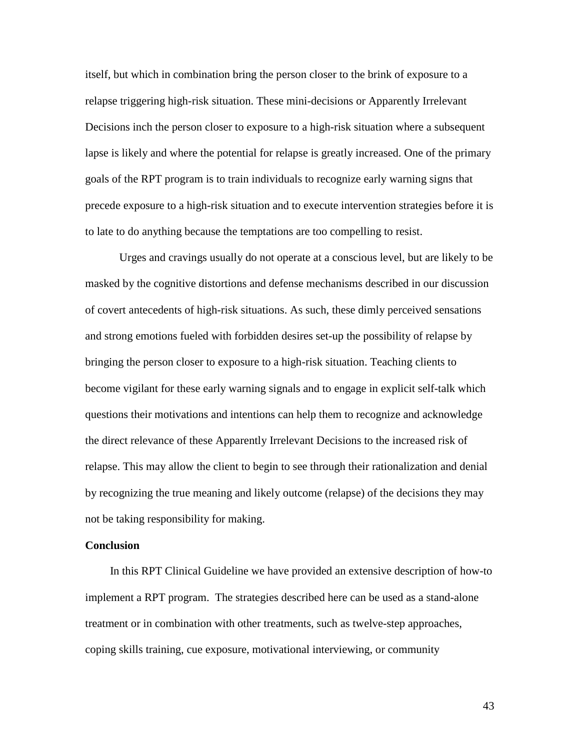itself, but which in combination bring the person closer to the brink of exposure to a relapse triggering high-risk situation. These mini-decisions or Apparently Irrelevant Decisions inch the person closer to exposure to a high-risk situation where a subsequent lapse is likely and where the potential for relapse is greatly increased. One of the primary goals of the RPT program is to train individuals to recognize early warning signs that precede exposure to a high-risk situation and to execute intervention strategies before it is to late to do anything because the temptations are too compelling to resist.

Urges and cravings usually do not operate at a conscious level, but are likely to be masked by the cognitive distortions and defense mechanisms described in our discussion of covert antecedents of high-risk situations. As such, these dimly perceived sensations and strong emotions fueled with forbidden desires set-up the possibility of relapse by bringing the person closer to exposure to a high-risk situation. Teaching clients to become vigilant for these early warning signals and to engage in explicit self-talk which questions their motivations and intentions can help them to recognize and acknowledge the direct relevance of these Apparently Irrelevant Decisions to the increased risk of relapse. This may allow the client to begin to see through their rationalization and denial by recognizing the true meaning and likely outcome (relapse) of the decisions they may not be taking responsibility for making.

**Conclusion**

In this RPT Clinical Guideline we have provided an extensive description of how-to implement a RPT program. The strategies described here can be used as a stand-alone treatment or in combination with other treatments, such as twelve-step approaches, coping skills training, cue exposure, motivational interviewing, or community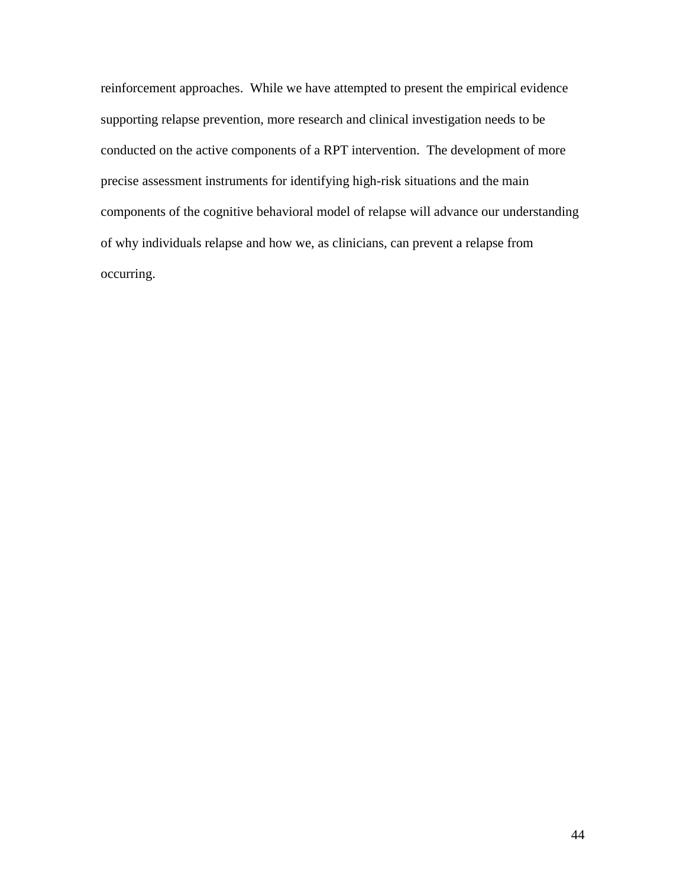reinforcement approaches.  While we have attempted to present the empirical evidence supporting relapse prevention, more research and clinical investigation needs to be conducted on the active components of a RPT intervention.  The development of more precise assessment instruments for identifying high-risk situations and the main components of the cognitive behavioral model of relapse will advance our understanding of why individuals relapse and how we, as clinicians, can prevent a relapse from occurring.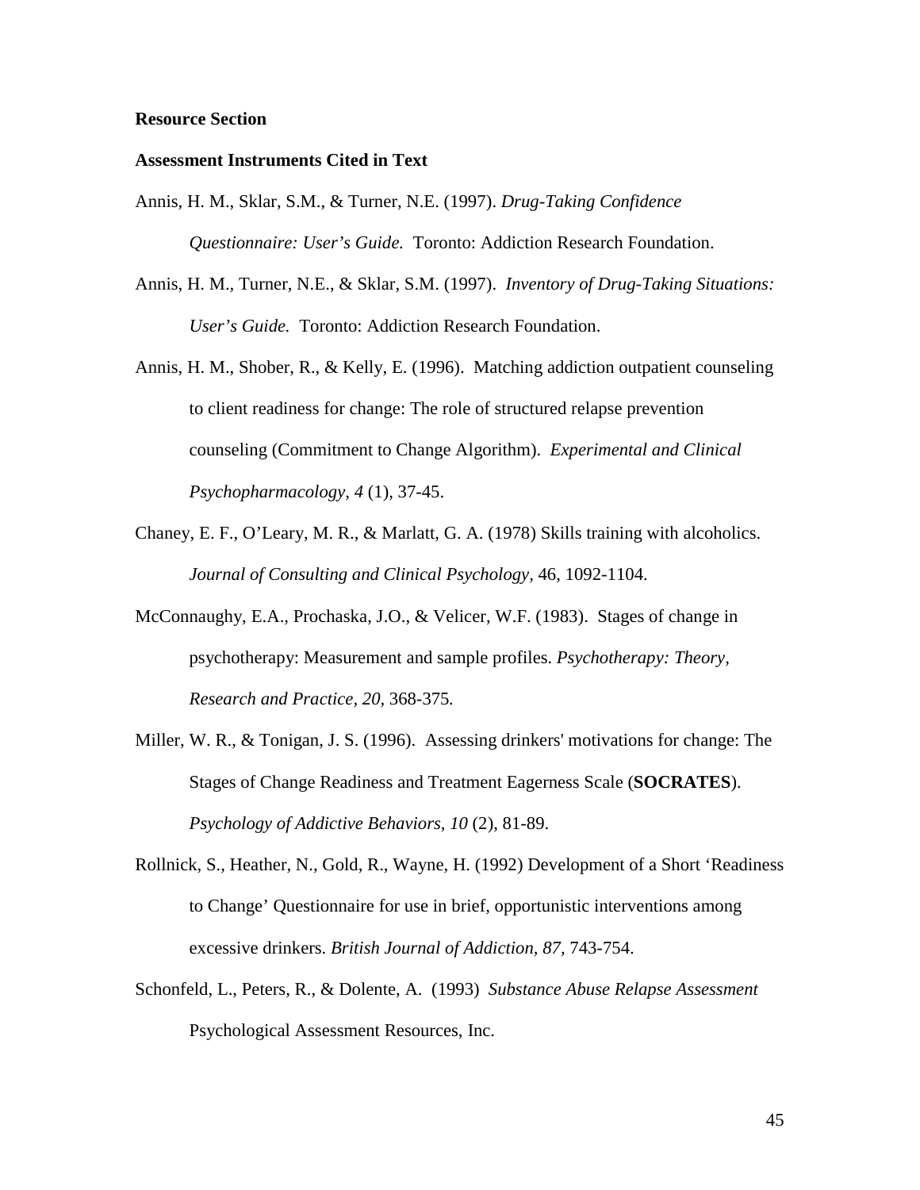**Resource Section**

**Assessment Instruments Cited in Text**

Annis, H. M., Sklar, S.M., & Turner, N.E. (1997). *Drug-Taking Confidence Questionnaire: User's Guide.* Toronto: Addiction Research Foundation.

Annis, H. M., Turner, N.E., & Sklar, S.M. (1997). *Inventory of Drug-Taking Situations: User's Guide.* Toronto: Addiction Research Foundation.

Annis, H. M., Shober, R., & Kelly, E. (1996). Matching addiction outpatient counseling to client readiness for change: The role of structured relapse prevention counseling (Commitment to Change Algorithm). *Experimental and Clinical Psychopharmacology, 4* (1), 37-45.

Chaney, E. F., O'Leary, M. R., & Marlatt, G. A. (1978) Skills training with alcoholics. *Journal of Consulting and Clinical Psychology,* 46, 1092-1104.

McConnaughy, E.A., Prochaska, J.O., & Velicer, W.F. (1983). Stages of change in psychotherapy: Measurement and sample profiles. *Psychotherapy: Theory, Research and Practice, 20,* 368-375.

Miller, W. R., & Tonigan, J. S. (1996). Assessing drinkers' motivations for change: The Stages of Change Readiness and Treatment Eagerness Scale (**SOCRATES**). *Psychology of Addictive Behaviors, 10* (2), 81-89.

Rollnick, S., Heather, N., Gold, R., Wayne, H. (1992) Development of a Short 'Readiness to Change' Questionnaire for use in brief, opportunistic interventions among excessive drinkers. *British Journal of Addiction, 87,* 743-754.

Schonfeld, L., Peters, R., & Dolente, A. (1993) *Substance Abuse Relapse Assessment* Psychological Assessment Resources, Inc.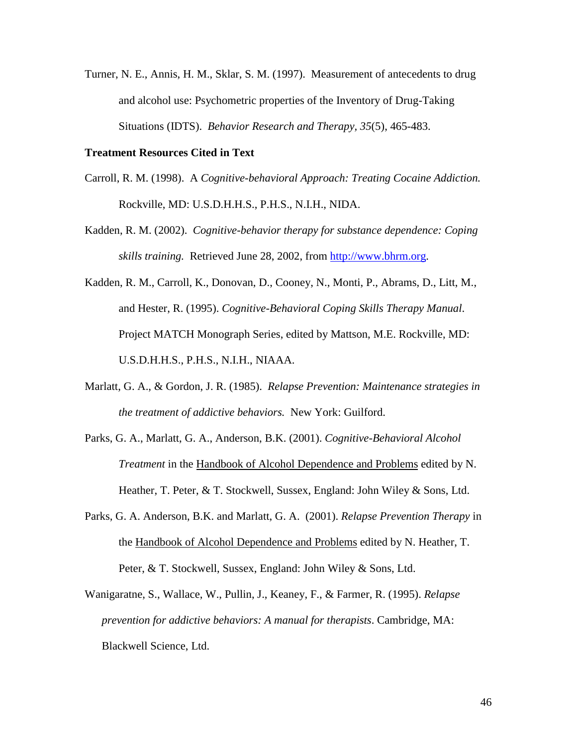Turner, N. E., Annis, H. M., Sklar, S. M. (1997). Measurement of antecedents to drug and alcohol use: Psychometric properties of the Inventory of Drug-Taking Situations (IDTS). *Behavior Research and Therapy, 35*(5), 465-483.

**Treatment Resources Cited in Text**

Carroll, R. M. (1998). A *Cognitive-behavioral Approach: Treating Cocaine Addiction.* Rockville, MD: U.S.D.H.H.S., P.H.S., N.I.H., NIDA.

Kadden, R. M. (2002). *Cognitive-behavior therapy for substance dependence: Coping skills training.* Retrieved June 28, 2002, from http://www.bhrm.org.

Kadden, R. M., Carroll, K., Donovan, D., Cooney, N., Monti, P., Abrams, D., Litt, M., and Hester, R. (1995). *Cognitive-Behavioral Coping Skills Therapy Manual*. Project MATCH Monograph Series, edited by Mattson, M.E. Rockville, MD: U.S.D.H.H.S., P.H.S., N.I.H., NIAAA.

Marlatt, G. A., & Gordon, J. R. (1985). *Relapse Prevention: Maintenance strategies in the treatment of addictive behaviors.* New York: Guilford.

Parks, G. A., Marlatt, G. A., Anderson, B.K. (2001). *Cognitive-Behavioral Alcohol Treatment* in the Handbook of Alcohol Dependence and Problems edited by N. Heather, T. Peter, & T. Stockwell, Sussex, England: John Wiley & Sons, Ltd.

Parks, G. A. Anderson, B.K. and Marlatt, G. A. (2001). *Relapse Prevention Therapy* in the Handbook of Alcohol Dependence and Problems edited by N. Heather, T. Peter, & T. Stockwell, Sussex, England: John Wiley & Sons, Ltd.

Wanigaratne, S., Wallace, W., Pullin, J., Keaney, F., & Farmer, R. (1995). *Relapse prevention for addictive behaviors: A manual for therapists*. Cambridge, MA: Blackwell Science, Ltd.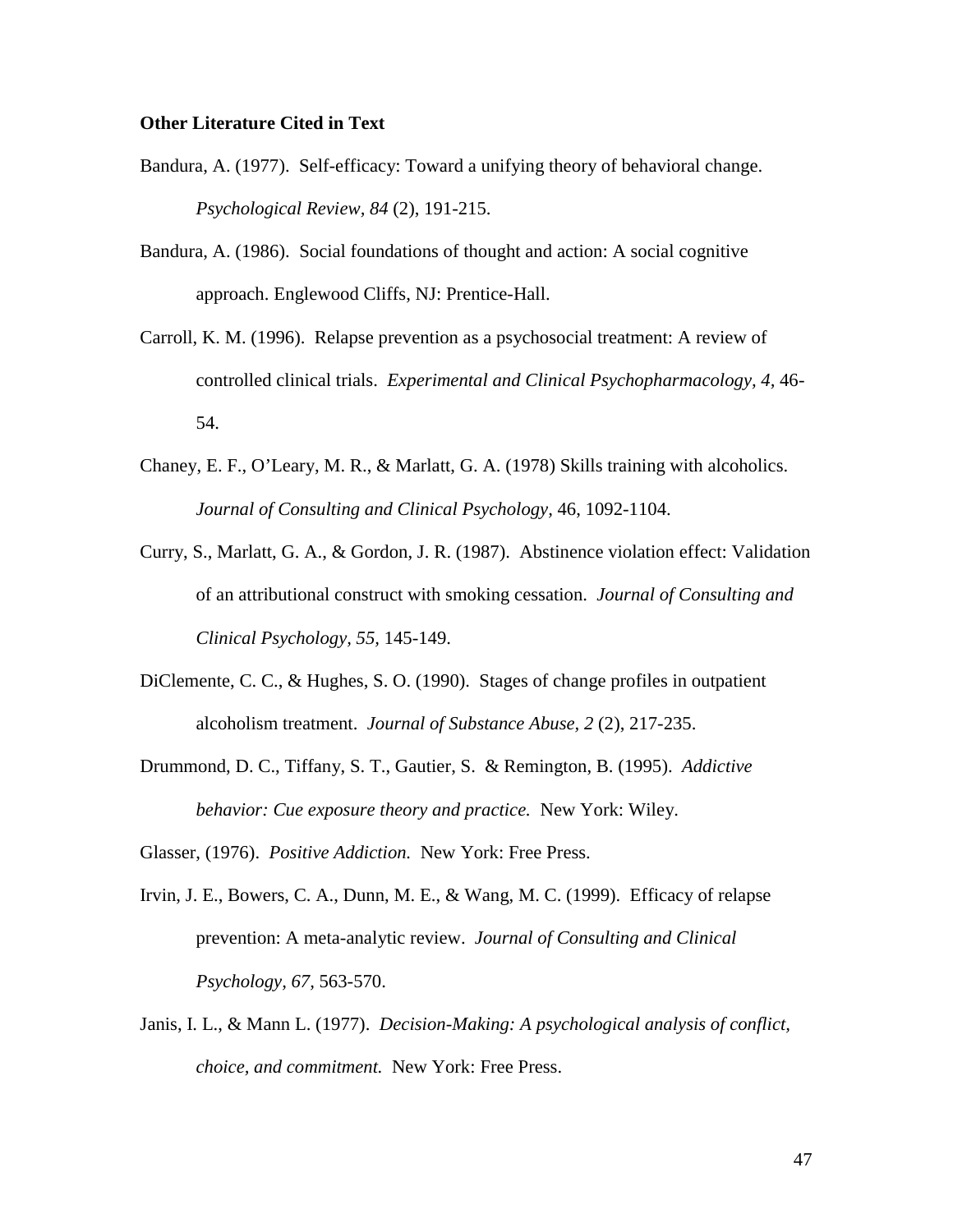**Other Literature Cited in Text**

Bandura, A. (1977). Self-efficacy: Toward a unifying theory of behavioral change. *Psychological Review, 84* (2), 191-215.

Bandura, A. (1986). Social foundations of thought and action: A social cognitive approach. Englewood Cliffs, NJ: Prentice-Hall.

Carroll, K. M. (1996). Relapse prevention as a psychosocial treatment: A review of controlled clinical trials. *Experimental and Clinical Psychopharmacology, 4,* 46-54.

Chaney, E. F., O'Leary, M. R., & Marlatt, G. A. (1978) Skills training with alcoholics. *Journal of Consulting and Clinical Psychology,* 46, 1092-1104.

Curry, S., Marlatt, G. A., & Gordon, J. R. (1987). Abstinence violation effect: Validation of an attributional construct with smoking cessation. *Journal of Consulting and Clinical Psychology, 55,* 145-149.

DiClemente, C. C., & Hughes, S. O. (1990). Stages of change profiles in outpatient alcoholism treatment. *Journal of Substance Abuse, 2* (2), 217-235.

Drummond, D. C., Tiffany, S. T., Gautier, S. & Remington, B. (1995). *Addictive behavior: Cue exposure theory and practice.* New York: Wiley.

Glasser, (1976). *Positive Addiction.* New York: Free Press.

Irvin, J. E., Bowers, C. A., Dunn, M. E., & Wang, M. C. (1999). Efficacy of relapse prevention: A meta-analytic review. *Journal of Consulting and Clinical Psychology, 67,* 563-570.

Janis, I. L., & Mann L. (1977). *Decision-Making: A psychological analysis of conflict, choice, and commitment.* New York: Free Press.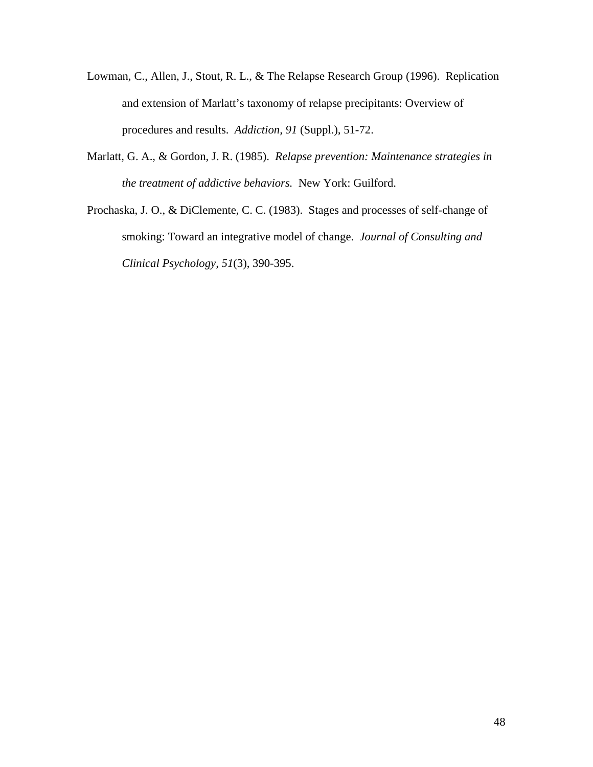Lowman, C., Allen, J., Stout, R. L., & The Relapse Research Group (1996). Replication and extension of Marlatt's taxonomy of relapse precipitants: Overview of procedures and results. *Addiction, 91* (Suppl.), 51-72.

Marlatt, G. A., & Gordon, J. R. (1985). *Relapse prevention: Maintenance strategies in the treatment of addictive behaviors.* New York: Guilford.

Prochaska, J. O., & DiClemente, C. C. (1983). Stages and processes of self-change of smoking: Toward an integrative model of change. *Journal of Consulting and Clinical Psychology, 51*(3), 390-395.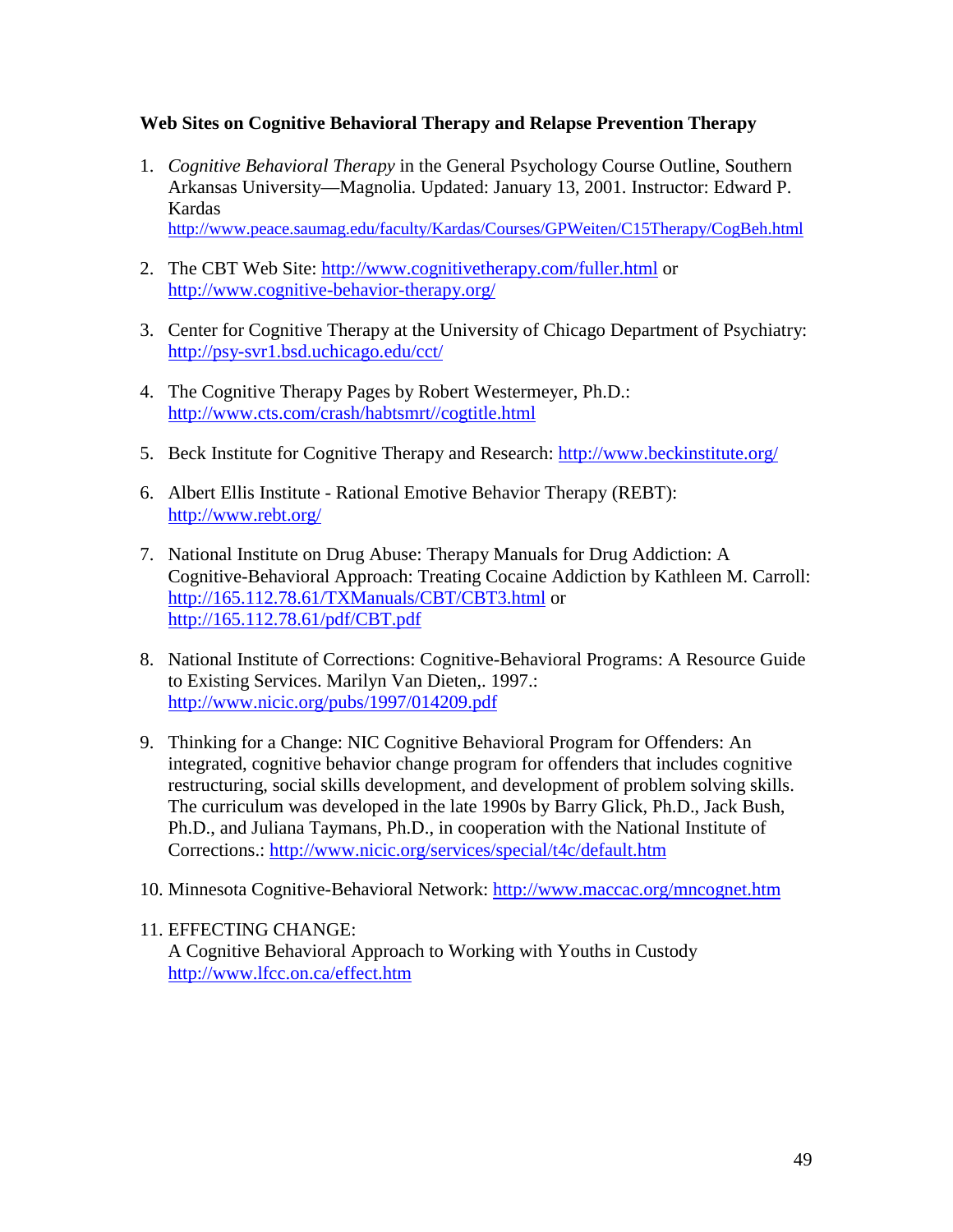**Web Sites on Cognitive Behavioral Therapy and Relapse Prevention Therapy**

1. *Cognitive Behavioral Therapy* in the General Psychology Course Outline, Southern Arkansas University—Magnolia. Updated: January 13, 2001. Instructor: Edward P. Kardas
   http://www.peace.saumag.edu/faculty/Kardas/Courses/GPWeiten/C15Therapy/CogBeh.html

2. The CBT Web Site: http://www.cognitivetherapy.com/fuller.html or http://www.cognitive-behavior-therapy.org/

3. Center for Cognitive Therapy at the University of Chicago Department of Psychiatry: http://psy-svr1.bsd.uchicago.edu/cct/

4. The Cognitive Therapy Pages by Robert Westermeyer, Ph.D.: http://www.cts.com/crash/habtsmrt//cogtitle.html

5. Beck Institute for Cognitive Therapy and Research: http://www.beckinstitute.org/

6. Albert Ellis Institute - Rational Emotive Behavior Therapy (REBT): http://www.rebt.org/

7. National Institute on Drug Abuse: Therapy Manuals for Drug Addiction: A Cognitive-Behavioral Approach: Treating Cocaine Addiction by Kathleen M. Carroll: http://165.112.78.61/TXManuals/CBT/CBT3.html or http://165.112.78.61/pdf/CBT.pdf

8. National Institute of Corrections: Cognitive-Behavioral Programs: A Resource Guide to Existing Services. Marilyn Van Dieten,. 1997.: http://www.nicic.org/pubs/1997/014209.pdf

9. Thinking for a Change: NIC Cognitive Behavioral Program for Offenders: An integrated, cognitive behavior change program for offenders that includes cognitive restructuring, social skills development, and development of problem solving skills. The curriculum was developed in the late 1990s by Barry Glick, Ph.D., Jack Bush, Ph.D., and Juliana Taymans, Ph.D., in cooperation with the National Institute of Corrections.: http://www.nicic.org/services/special/t4c/default.htm

10. Minnesota Cognitive-Behavioral Network: http://www.maccac.org/mncognet.htm

11. EFFECTING CHANGE:
    A Cognitive Behavioral Approach to Working with Youths in Custody
    http://www.lfcc.on.ca/effect.htm